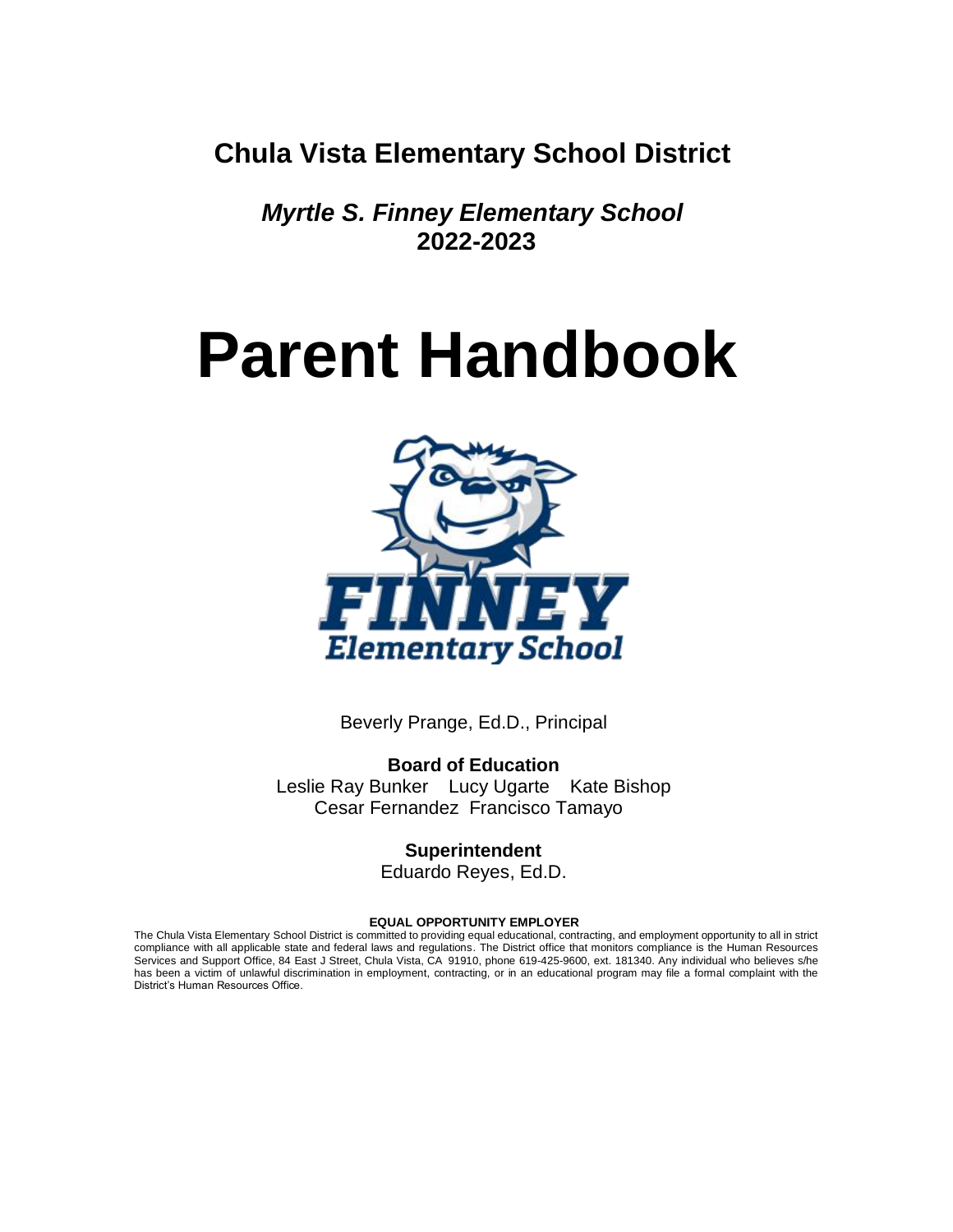# Chula Vista Elementary School District

***Myrtle S. Finney Elementary School***
**2022-2023**

# Parent Handbook

Beverly Prange, Ed.D., Principal

**Board of Education**
Leslie Ray Bunker Lucy Ugarte Kate Bishop
Cesar Fernandez Francisco Tamayo

**Superintendent**
Eduardo Reyes, Ed.D.

**EQUAL OPPORTUNITY EMPLOYER**
The Chula Vista Elementary School District is committed to providing equal educational, contracting, and employment opportunity to all in strict compliance with all applicable state and federal laws and regulations. The District office that monitors compliance is the Human Resources Services and Support Office, 84 East J Street, Chula Vista, CA 91910, phone 619-425-9600, ext. 181340. Any individual who believes s/he has been a victim of unlawful discrimination in employment, contracting, or in an educational program may file a formal complaint with the District's Human Resources Office.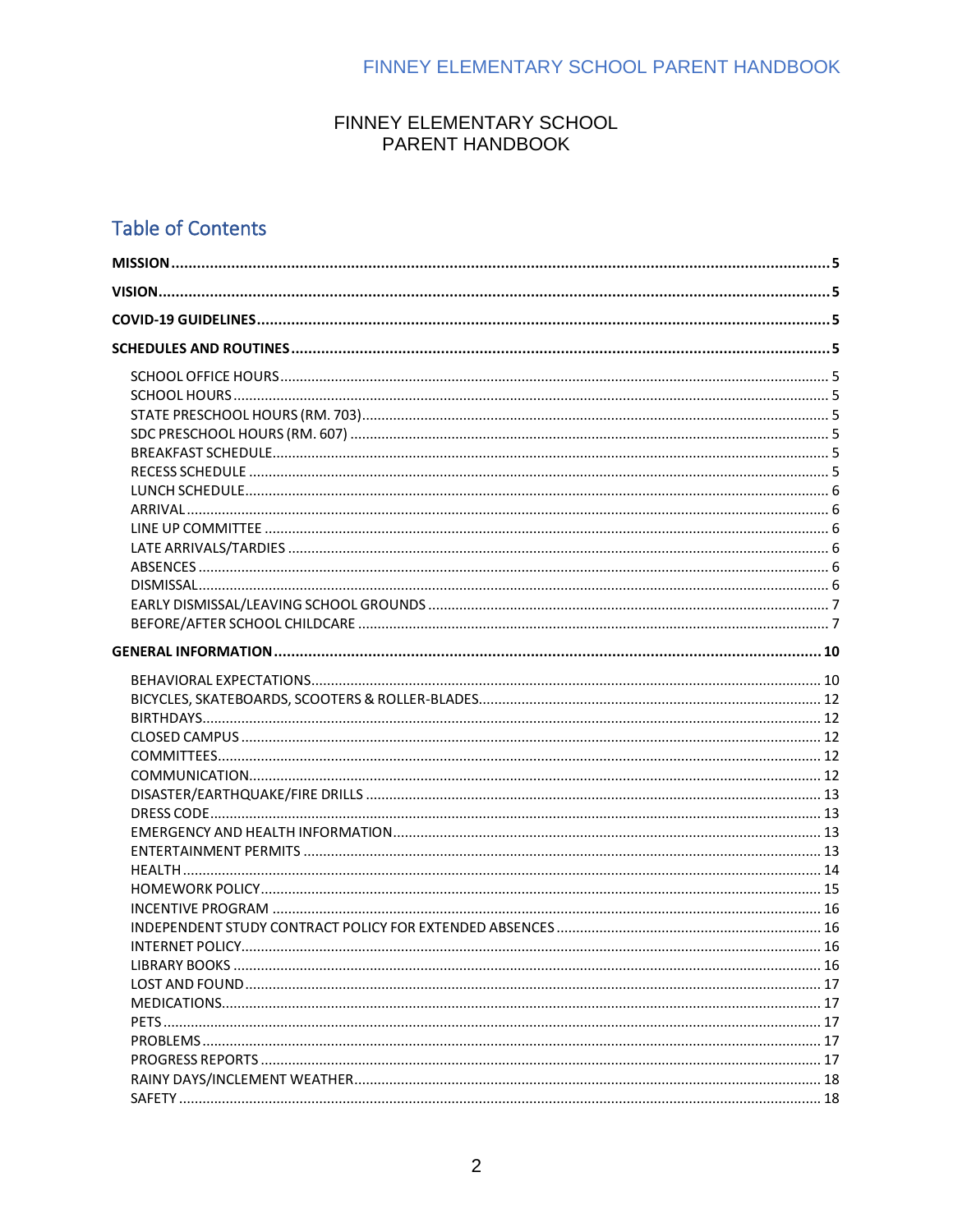# FINNEY ELEMENTARY SCHOOL
# PARENT HANDBOOK

## Table of Contents

**MISSION** ........ **5**

**VISION** ........ **5**

**COVID-19 GUIDELINES** ........ **5**

**SCHEDULES AND ROUTINES** ........ **5**

- SCHOOL OFFICE HOURS ........ 5
- SCHOOL HOURS ........ 5
- STATE PRESCHOOL HOURS (RM. 703) ........ 5
- SDC PRESCHOOL HOURS (RM. 607) ........ 5
- BREAKFAST SCHEDULE ........ 5
- RECESS SCHEDULE ........ 5
- LUNCH SCHEDULE ........ 6
- ARRIVAL ........ 6
- LINE UP COMMITTEE ........ 6
- LATE ARRIVALS/TARDIES ........ 6
- ABSENCES ........ 6
- DISMISSAL ........ 6
- EARLY DISMISSAL/LEAVING SCHOOL GROUNDS ........ 7
- BEFORE/AFTER SCHOOL CHILDCARE ........ 7

**GENERAL INFORMATION** ........ **10**

- BEHAVIORAL EXPECTATIONS ........ 10
- BICYCLES, SKATEBOARDS, SCOOTERS & ROLLER-BLADES ........ 12
- BIRTHDAYS ........ 12
- CLOSED CAMPUS ........ 12
- COMMITTEES ........ 12
- COMMUNICATION ........ 12
- DISASTER/EARTHQUAKE/FIRE DRILLS ........ 13
- DRESS CODE ........ 13
- EMERGENCY AND HEALTH INFORMATION ........ 13
- ENTERTAINMENT PERMITS ........ 13
- HEALTH ........ 14
- HOMEWORK POLICY ........ 15
- INCENTIVE PROGRAM ........ 16
- INDEPENDENT STUDY CONTRACT POLICY FOR EXTENDED ABSENCES ........ 16
- INTERNET POLICY ........ 16
- LIBRARY BOOKS ........ 16
- LOST AND FOUND ........ 17
- MEDICATIONS ........ 17
- PETS ........ 17
- PROBLEMS ........ 17
- PROGRESS REPORTS ........ 17
- RAINY DAYS/INCLEMENT WEATHER ........ 18
- SAFETY ........ 18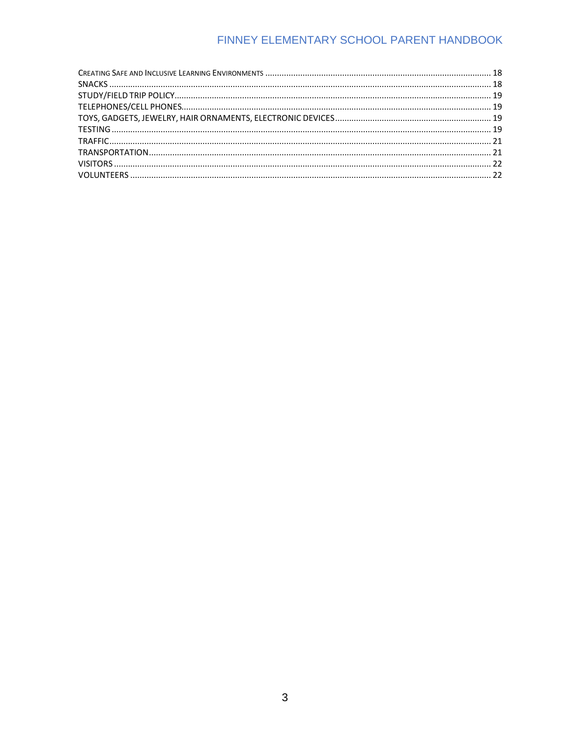CREATING SAFE AND INCLUSIVE LEARNING ENVIRONMENTS ........ 18
SNACKS ........ 18
STUDY/FIELD TRIP POLICY ........ 19
TELEPHONES/CELL PHONES ........ 19
TOYS, GADGETS, JEWELRY, HAIR ORNAMENTS, ELECTRONIC DEVICES ........ 19
TESTING ........ 19
TRAFFIC ........ 21
TRANSPORTATION ........ 21
VISITORS ........ 22
VOLUNTEERS ........ 22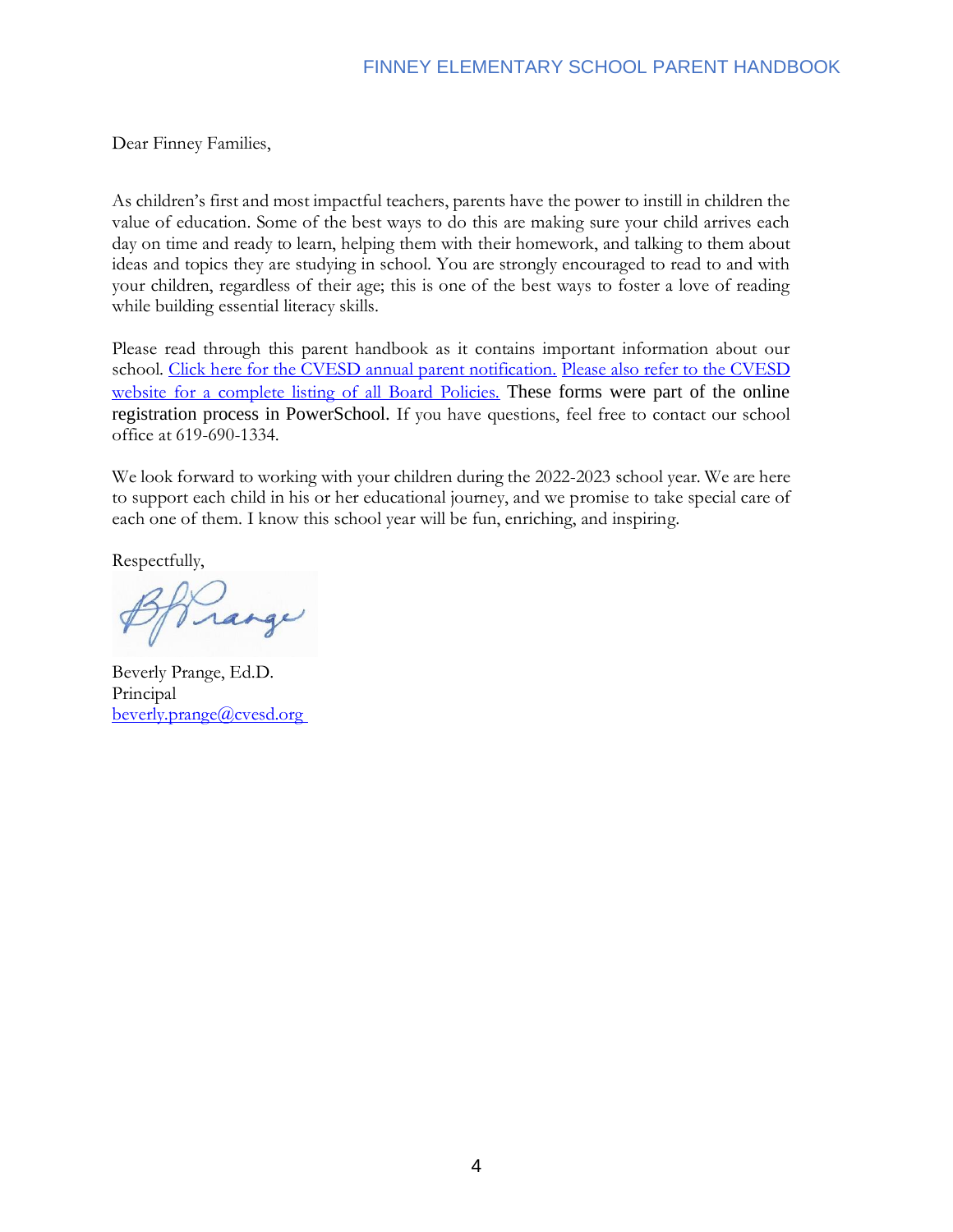Dear Finney Families,

As children's first and most impactful teachers, parents have the power to instill in children the value of education. Some of the best ways to do this are making sure your child arrives each day on time and ready to learn, helping them with their homework, and talking to them about ideas and topics they are studying in school. You are strongly encouraged to read to and with your children, regardless of their age; this is one of the best ways to foster a love of reading while building essential literacy skills.

Please read through this parent handbook as it contains important information about our school. Click here for the CVESD annual parent notification. Please also refer to the CVESD website for a complete listing of all Board Policies. These forms were part of the online registration process in PowerSchool. If you have questions, feel free to contact our school office at 619-690-1334.

We look forward to working with your children during the 2022-2023 school year. We are here to support each child in his or her educational journey, and we promise to take special care of each one of them. I know this school year will be fun, enriching, and inspiring.

Respectfully,

Beverly Prange, Ed.D.
Principal
beverly.prange@cvesd.org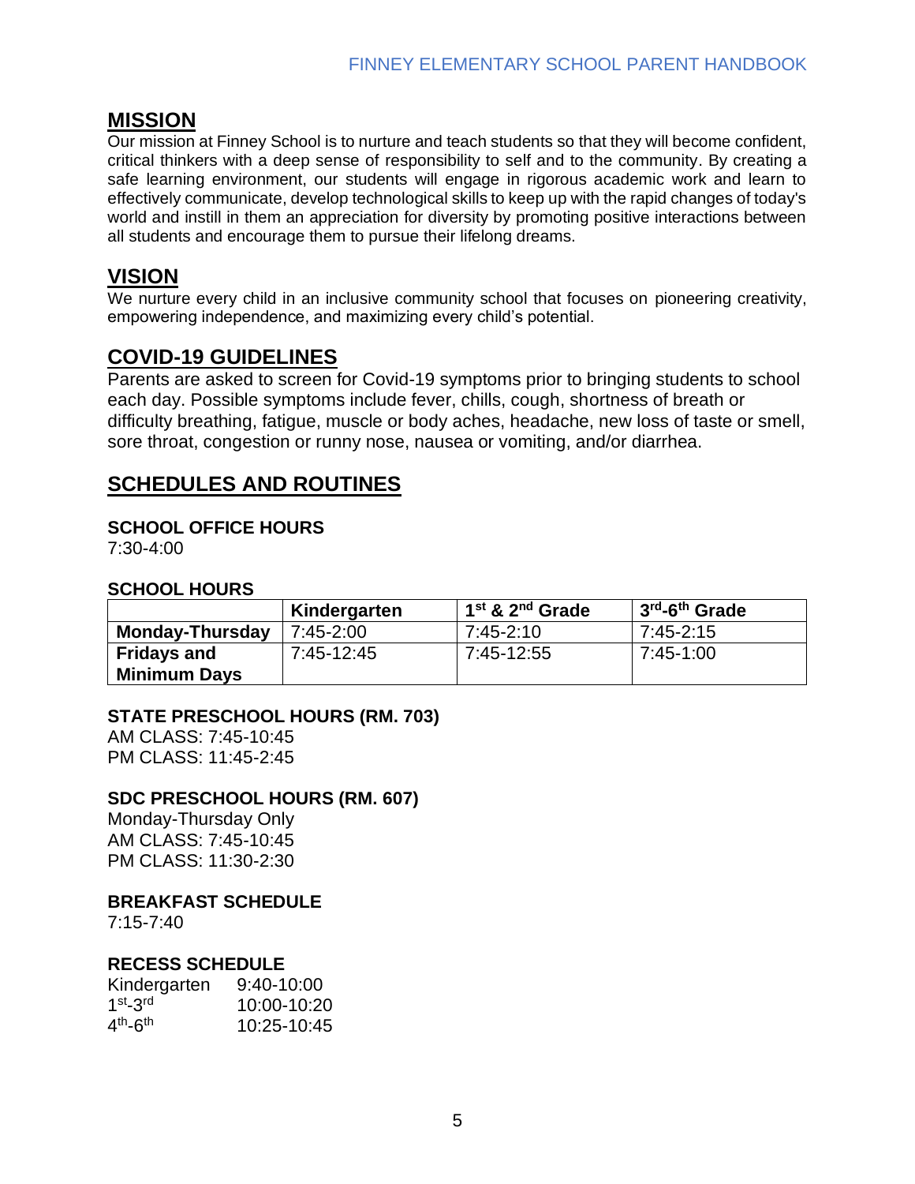## MISSION

Our mission at Finney School is to nurture and teach students so that they will become confident, critical thinkers with a deep sense of responsibility to self and to the community. By creating a safe learning environment, our students will engage in rigorous academic work and learn to effectively communicate, develop technological skills to keep up with the rapid changes of today's world and instill in them an appreciation for diversity by promoting positive interactions between all students and encourage them to pursue their lifelong dreams.

## VISION

We nurture every child in an inclusive community school that focuses on pioneering creativity, empowering independence, and maximizing every child's potential.

## COVID-19 GUIDELINES

Parents are asked to screen for Covid-19 symptoms prior to bringing students to school each day. Possible symptoms include fever, chills, cough, shortness of breath or difficulty breathing, fatigue, muscle or body aches, headache, new loss of taste or smell, sore throat, congestion or runny nose, nausea or vomiting, and/or diarrhea.

## SCHEDULES AND ROUTINES

### SCHOOL OFFICE HOURS

7:30-4:00

### SCHOOL HOURS

| | Kindergarten | 1st & 2nd Grade | 3rd-6th Grade |
|---|---|---|---|
| **Monday-Thursday** | 7:45-2:00 | 7:45-2:10 | 7:45-2:15 |
| **Fridays and Minimum Days** | 7:45-12:45 | 7:45-12:55 | 7:45-1:00 |

### STATE PRESCHOOL HOURS (RM. 703)

AM CLASS: 7:45-10:45
PM CLASS: 11:45-2:45

### SDC PRESCHOOL HOURS (RM. 607)

Monday-Thursday Only
AM CLASS: 7:45-10:45
PM CLASS: 11:30-2:30

### BREAKFAST SCHEDULE

7:15-7:40

### RECESS SCHEDULE

| | |
|---|---|
| Kindergarten | 9:40-10:00 |
| 1st-3rd | 10:00-10:20 |
| 4th-6th | 10:25-10:45 |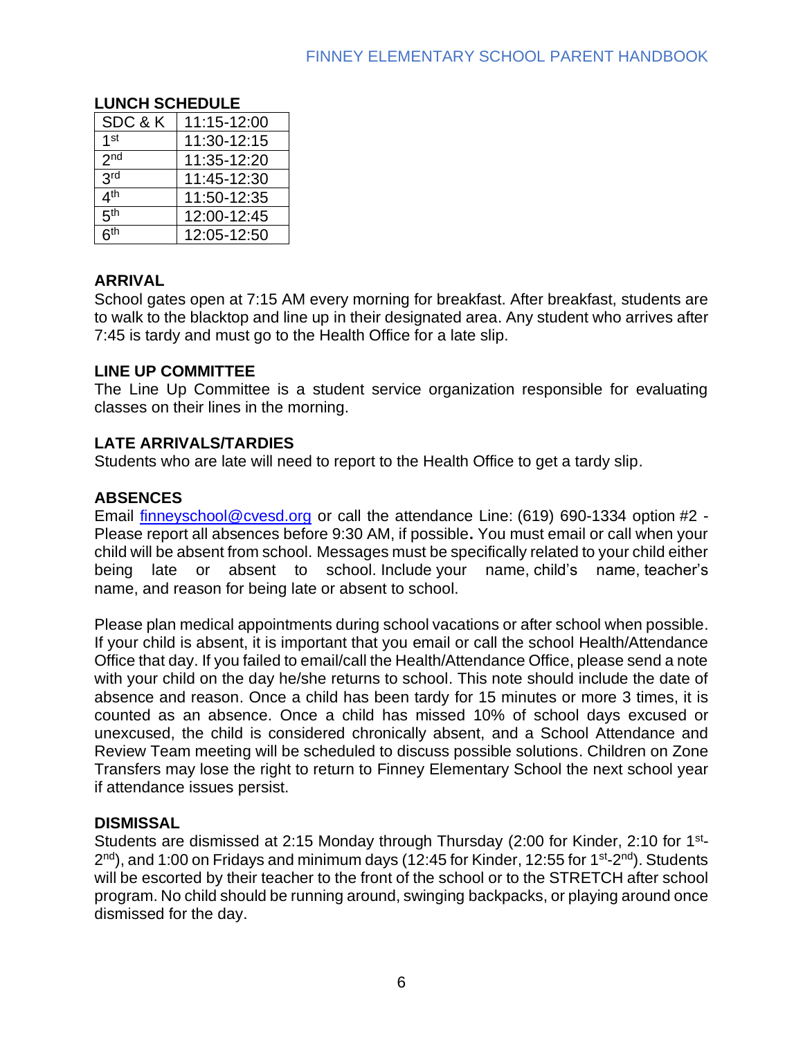## LUNCH SCHEDULE

| SDC & K | 11:15-12:00 |
|---|---|
| 1st | 11:30-12:15 |
| 2nd | 11:35-12:20 |
| 3rd | 11:45-12:30 |
| 4th | 11:50-12:35 |
| 5th | 12:00-12:45 |
| 6th | 12:05-12:50 |

## ARRIVAL

School gates open at 7:15 AM every morning for breakfast. After breakfast, students are to walk to the blacktop and line up in their designated area. Any student who arrives after 7:45 is tardy and must go to the Health Office for a late slip.

## LINE UP COMMITTEE

The Line Up Committee is a student service organization responsible for evaluating classes on their lines in the morning.

## LATE ARRIVALS/TARDIES

Students who are late will need to report to the Health Office to get a tardy slip.

## ABSENCES

Email finneyschool@cvesd.org or call the attendance Line: (619) 690-1334 option #2 - Please report all absences before 9:30 AM, if possible**.** You must email or call when your child will be absent from school. Messages must be specifically related to your child either being late or absent to school. Include your name, child's name, teacher's name, and reason for being late or absent to school.

Please plan medical appointments during school vacations or after school when possible. If your child is absent, it is important that you email or call the school Health/Attendance Office that day. If you failed to email/call the Health/Attendance Office, please send a note with your child on the day he/she returns to school. This note should include the date of absence and reason. Once a child has been tardy for 15 minutes or more 3 times, it is counted as an absence. Once a child has missed 10% of school days excused or unexcused, the child is considered chronically absent, and a School Attendance and Review Team meeting will be scheduled to discuss possible solutions. Children on Zone Transfers may lose the right to return to Finney Elementary School the next school year if attendance issues persist.

## DISMISSAL

Students are dismissed at 2:15 Monday through Thursday (2:00 for Kinder, 2:10 for 1st-2nd), and 1:00 on Fridays and minimum days (12:45 for Kinder, 12:55 for 1st-2nd). Students will be escorted by their teacher to the front of the school or to the STRETCH after school program. No child should be running around, swinging backpacks, or playing around once dismissed for the day.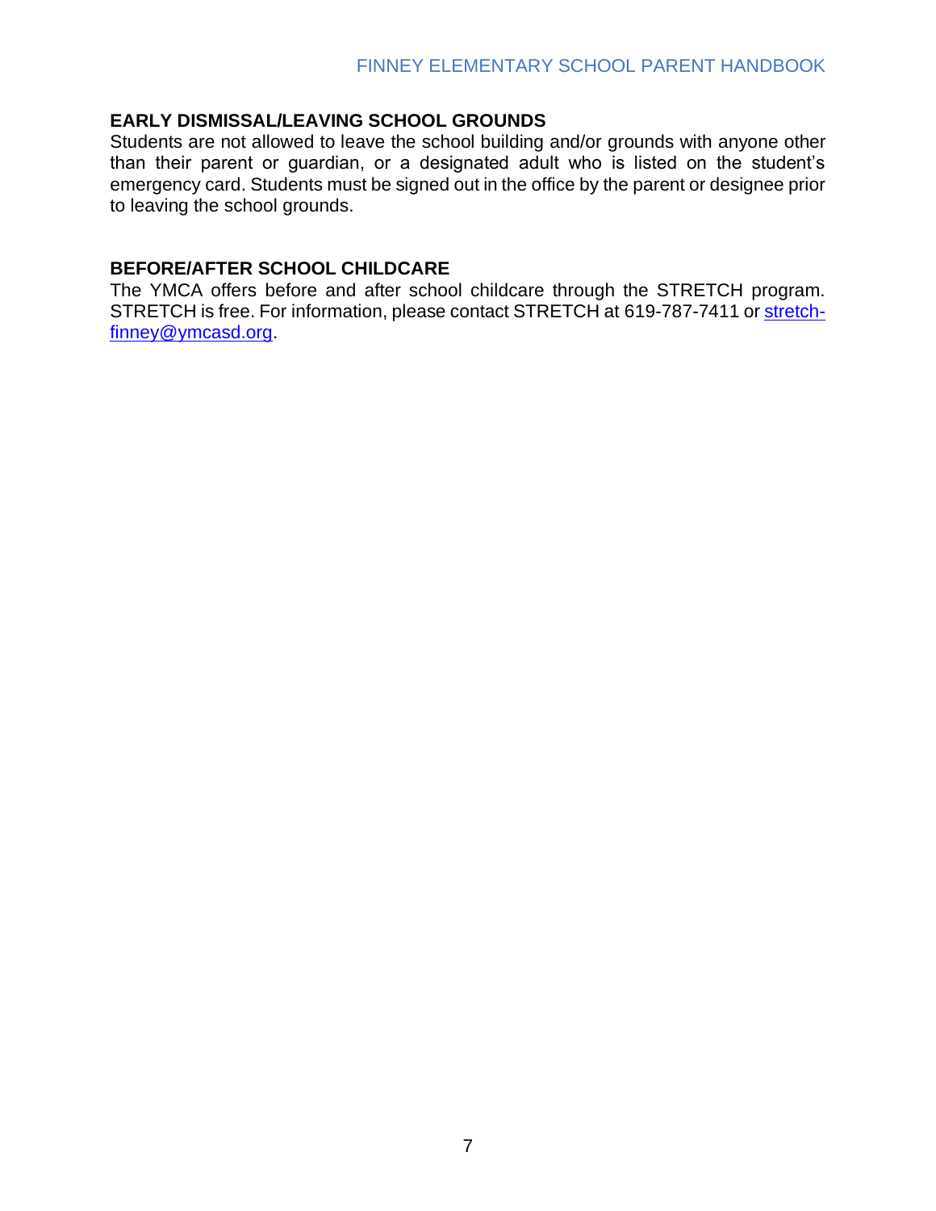## EARLY DISMISSAL/LEAVING SCHOOL GROUNDS

Students are not allowed to leave the school building and/or grounds with anyone other than their parent or guardian, or a designated adult who is listed on the student's emergency card. Students must be signed out in the office by the parent or designee prior to leaving the school grounds.

## BEFORE/AFTER SCHOOL CHILDCARE

The YMCA offers before and after school childcare through the STRETCH program. STRETCH is free. For information, please contact STRETCH at 619-787-7411 or stretch-finney@ymcasd.org.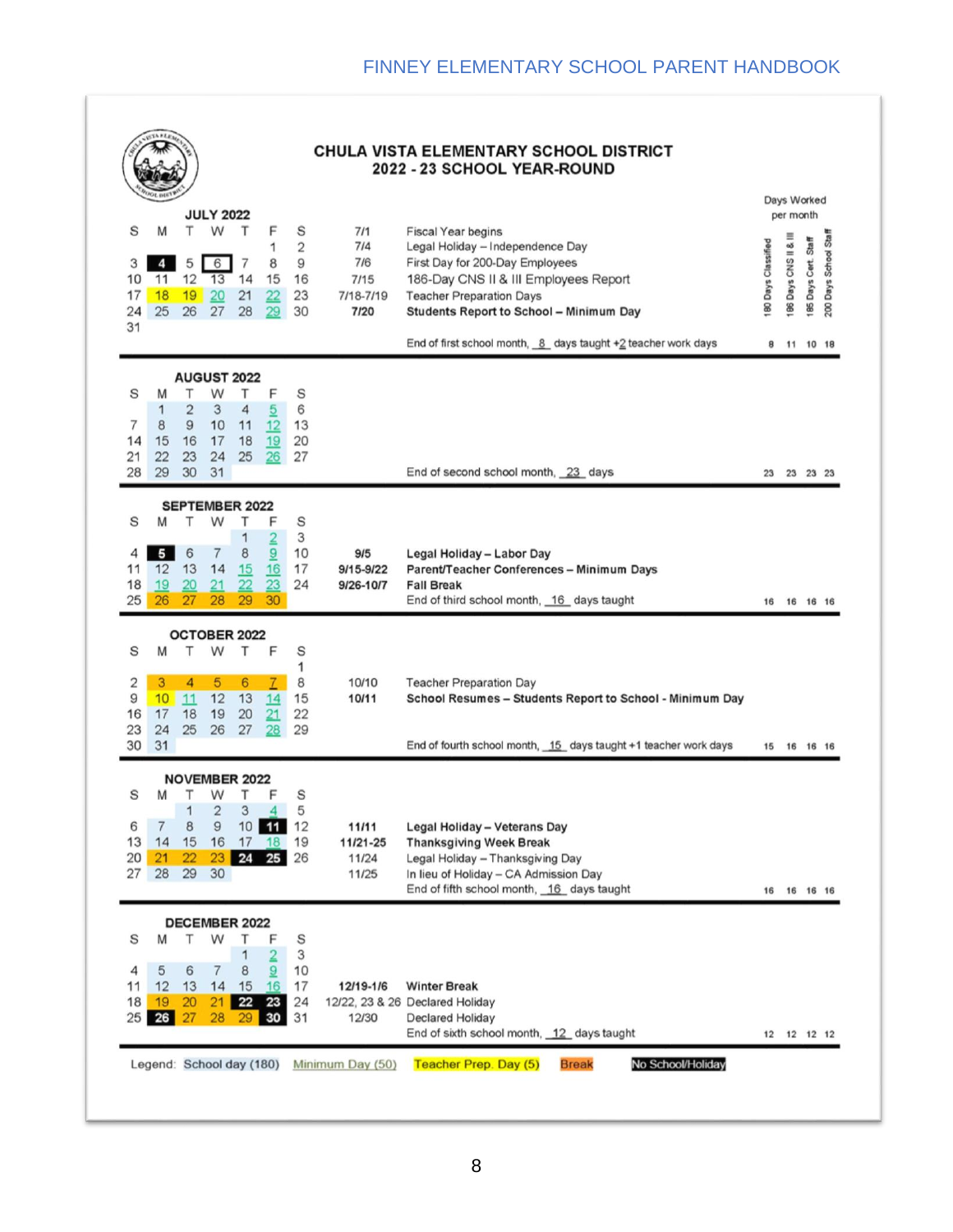# CHULA VISTA ELEMENTARY SCHOOL DISTRICT
## 2022 - 23 SCHOOL YEAR-ROUND

Days Worked per month: 180 Days Classified | 186 Days CNS II & III | 185 Days Cert. Staff | 200 Days School Staff

### JULY 2022

| S | M | T | W | T | F | S |
|---|---|---|---|---|---|---|
| | | | | | 1 | 2 |
| 3 | 4 | 5 | 6 | 7 | 8 | 9 |
| 10 | 11 | 12 | 13 | 14 | 15 | 16 |
| 17 | 18 | 19 | 20 | 21 | 22 | 23 |
| 24 | 25 | 26 | 27 | 28 | 29 | 30 |
| 31 | | | | | | |

- 7/1 — Fiscal Year begins
- 7/4 — Legal Holiday – Independence Day
- 7/6 — First Day for 200-Day Employees
- 7/15 — 186-Day CNS II & III Employees Report
- 7/18-7/19 — Teacher Preparation Days
- **7/20 — Students Report to School – Minimum Day**

End of first school month, 8 days taught +2 teacher work days — 8 | 11 | 10 | 18

### AUGUST 2022

| S | M | T | W | T | F | S |
|---|---|---|---|---|---|---|
| | 1 | 2 | 3 | 4 | 5 | 6 |
| 7 | 8 | 9 | 10 | 11 | 12 | 13 |
| 14 | 15 | 16 | 17 | 18 | 19 | 20 |
| 21 | 22 | 23 | 24 | 25 | 26 | 27 |
| 28 | 29 | 30 | 31 | | | |

End of second school month, 23 days — 23 | 23 | 23 | 23

### SEPTEMBER 2022

| S | M | T | W | T | F | S |
|---|---|---|---|---|---|---|
| | | | | 1 | 2 | 3 |
| 4 | 5 | 6 | 7 | 8 | 9 | 10 |
| 11 | 12 | 13 | 14 | 15 | 16 | 17 |
| 18 | 19 | 20 | 21 | 22 | 23 | 24 |
| 25 | 26 | 27 | 28 | 29 | 30 | |

- **9/5 — Legal Holiday – Labor Day**
- **9/15-9/22 — Parent/Teacher Conferences – Minimum Days**
- **9/26-10/7 — Fall Break**

End of third school month, 16 days taught — 16 | 16 | 16 | 16

### OCTOBER 2022

| S | M | T | W | T | F | S |
|---|---|---|---|---|---|---|
| | | | | | | 1 |
| 2 | 3 | 4 | 5 | 6 | 7 | 8 |
| 9 | 10 | 11 | 12 | 13 | 14 | 15 |
| 16 | 17 | 18 | 19 | 20 | 21 | 22 |
| 23 | 24 | 25 | 26 | 27 | 28 | 29 |
| 30 | 31 | | | | | |

- 10/10 — Teacher Preparation Day
- **10/11 — School Resumes – Students Report to School - Minimum Day**

End of fourth school month, 15 days taught +1 teacher work days — 15 | 16 | 16 | 16

### NOVEMBER 2022

| S | M | T | W | T | F | S |
|---|---|---|---|---|---|---|
| | | 1 | 2 | 3 | 4 | 5 |
| 6 | 7 | 8 | 9 | 10 | 11 | 12 |
| 13 | 14 | 15 | 16 | 17 | 18 | 19 |
| 20 | 21 | 22 | 23 | 24 | 25 | 26 |
| 27 | 28 | 29 | 30 | | | |

- **11/11 — Legal Holiday – Veterans Day**
- **11/21-25 — Thanksgiving Week Break**
- 11/24 — Legal Holiday – Thanksgiving Day
- 11/25 — In lieu of Holiday – CA Admission Day

End of fifth school month, 16 days taught — 16 | 16 | 16 | 16

### DECEMBER 2022

| S | M | T | W | T | F | S |
|---|---|---|---|---|---|---|
| | | | | 1 | 2 | 3 |
| 4 | 5 | 6 | 7 | 8 | 9 | 10 |
| 11 | 12 | 13 | 14 | 15 | 16 | 17 |
| 18 | 19 | 20 | 21 | 22 | 23 | 24 |
| 25 | 26 | 27 | 28 | 29 | 30 | 31 |

- **12/19-1/6 — Winter Break**
- 12/22, 23 & 26 — Declared Holiday
- 12/30 — Declared Holiday

End of sixth school month, 12 days taught — 12 | 12 | 12 | 12

Legend: School day (180) | Minimum Day (50) | Teacher Prep. Day (5) | Break | No School/Holiday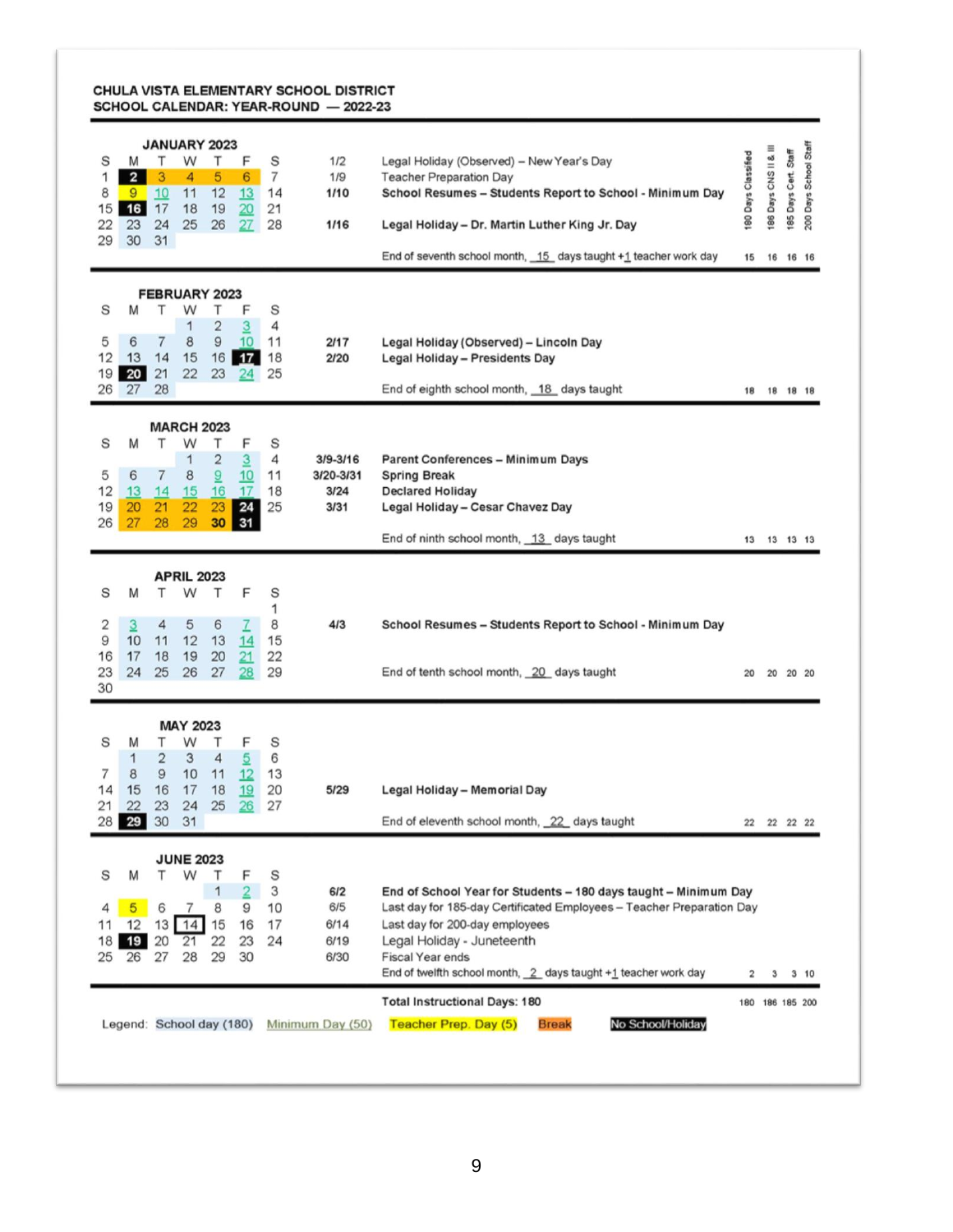**CHULA VISTA ELEMENTARY SCHOOL DISTRICT**
**SCHOOL CALENDAR: YEAR-ROUND — 2022-23**

### JANUARY 2023

| S | M | T | W | T | F | S |
|---|---|---|---|---|---|---|
| 1 | 2 | 3 | 4 | 5 | 6 | 7 |
| 8 | 9 | 10 | 11 | 12 | 13 | 14 |
| 15 | 16 | 17 | 18 | 19 | 20 | 21 |
| 22 | 23 | 24 | 25 | 26 | 27 | 28 |
| 29 | 30 | 31 | | | | |

| Date | Event |
|---|---|
| 1/2 | Legal Holiday (Observed) – New Year's Day |
| 1/9 | Teacher Preparation Day |
| **1/10** | **School Resumes – Students Report to School - Minimum Day** |
| **1/16** | **Legal Holiday – Dr. Martin Luther King Jr. Day** |

End of seventh school month, 15 days taught +1 teacher work day

| 180 Days Classified | 186 Days CNS II & III | 185 Days Cert. Staff | 200 Days School Staff |
|---|---|---|---|
| 15 | 16 | 16 | 16 |

### FEBRUARY 2023

| S | M | T | W | T | F | S |
|---|---|---|---|---|---|---|
| | | | 1 | 2 | 3 | 4 |
| 5 | 6 | 7 | 8 | 9 | 10 | 11 |
| 12 | 13 | 14 | 15 | 16 | 17 | 18 |
| 19 | 20 | 21 | 22 | 23 | 24 | 25 |
| 26 | 27 | 28 | | | | |

| Date | Event |
|---|---|
| 2/17 | **Legal Holiday (Observed) – Lincoln Day** |
| 2/20 | **Legal Holiday – Presidents Day** |

End of eighth school month, 18 days taught

| 180 Days Classified | 186 Days CNS II & III | 185 Days Cert. Staff | 200 Days School Staff |
|---|---|---|---|
| 18 | 18 | 18 | 18 |

### MARCH 2023

| S | M | T | W | T | F | S |
|---|---|---|---|---|---|---|
| | | | 1 | 2 | 3 | 4 |
| 5 | 6 | 7 | 8 | 9 | 10 | 11 |
| 12 | 13 | 14 | 15 | 16 | 17 | 18 |
| 19 | 20 | 21 | 22 | 23 | 24 | 25 |
| 26 | 27 | 28 | 29 | 30 | 31 | |

| Date | Event |
|---|---|
| 3/9-3/16 | **Parent Conferences – Minimum Days** |
| 3/20-3/31 | **Spring Break** |
| 3/24 | **Declared Holiday** |
| 3/31 | **Legal Holiday – Cesar Chavez Day** |

End of ninth school month, 13 days taught

| 180 Days Classified | 186 Days CNS II & III | 185 Days Cert. Staff | 200 Days School Staff |
|---|---|---|---|
| 13 | 13 | 13 | 13 |

### APRIL 2023

| S | M | T | W | T | F | S |
|---|---|---|---|---|---|---|
| | | | | | | 1 |
| 2 | 3 | 4 | 5 | 6 | 7 | 8 |
| 9 | 10 | 11 | 12 | 13 | 14 | 15 |
| 16 | 17 | 18 | 19 | 20 | 21 | 22 |
| 23 | 24 | 25 | 26 | 27 | 28 | 29 |
| 30 | | | | | | |

| Date | Event |
|---|---|
| 4/3 | **School Resumes – Students Report to School - Minimum Day** |

End of tenth school month, 20 days taught

| 180 Days Classified | 186 Days CNS II & III | 185 Days Cert. Staff | 200 Days School Staff |
|---|---|---|---|
| 20 | 20 | 20 | 20 |

### MAY 2023

| S | M | T | W | T | F | S |
|---|---|---|---|---|---|---|
| | 1 | 2 | 3 | 4 | 5 | 6 |
| 7 | 8 | 9 | 10 | 11 | 12 | 13 |
| 14 | 15 | 16 | 17 | 18 | 19 | 20 |
| 21 | 22 | 23 | 24 | 25 | 26 | 27 |
| 28 | 29 | 30 | 31 | | | |

| Date | Event |
|---|---|
| 5/29 | **Legal Holiday – Memorial Day** |

End of eleventh school month, 22 days taught

| 180 Days Classified | 186 Days CNS II & III | 185 Days Cert. Staff | 200 Days School Staff |
|---|---|---|---|
| 22 | 22 | 22 | 22 |

### JUNE 2023

| S | M | T | W | T | F | S |
|---|---|---|---|---|---|---|
| | | | | 1 | 2 | 3 |
| 4 | 5 | 6 | 7 | 8 | 9 | 10 |
| 11 | 12 | 13 | 14 | 15 | 16 | 17 |
| 18 | 19 | 20 | 21 | 22 | 23 | 24 |
| 25 | 26 | 27 | 28 | 29 | 30 | |

| Date | Event |
|---|---|
| 6/2 | **End of School Year for Students – 180 days taught – Minimum Day** |
| 6/5 | Last day for 185-day Certificated Employees – Teacher Preparation Day |
| 6/14 | Last day for 200-day employees |
| 6/19 | Legal Holiday - Juneteenth |
| 6/30 | Fiscal Year ends |

End of twelfth school month, 2 days taught +1 teacher work day

| 180 Days Classified | 186 Days CNS II & III | 185 Days Cert. Staff | 200 Days School Staff |
|---|---|---|---|
| 2 | 3 | 3 | 10 |

**Total Instructional Days: 180**

| 180 Days Classified | 186 Days CNS II & III | 185 Days Cert. Staff | 200 Days School Staff |
|---|---|---|---|
| 180 | 186 | 185 | 200 |

Legend: School day (180) | Minimum Day (50) | Teacher Prep. Day (5) | Break | No School/Holiday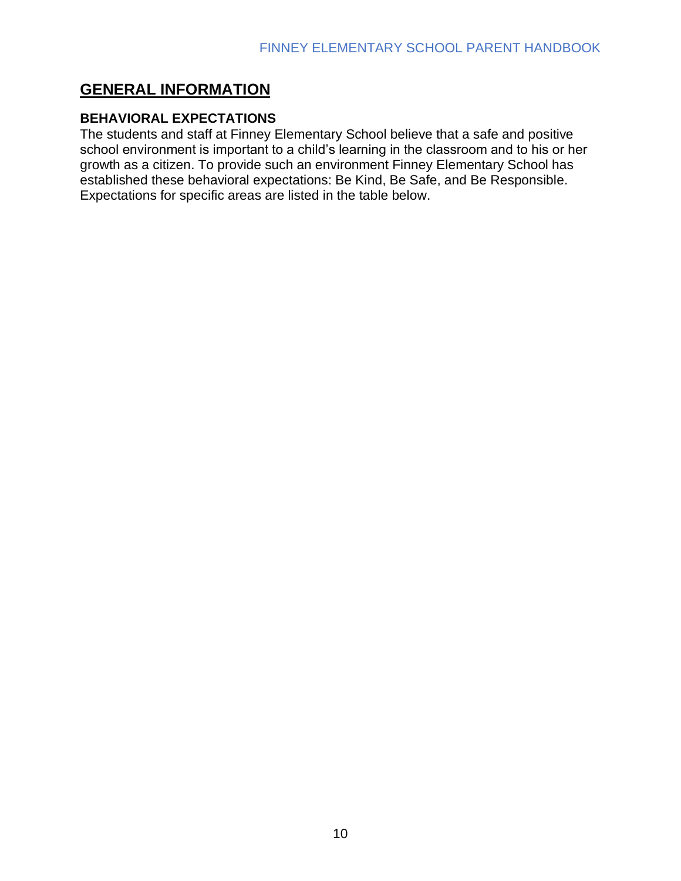## GENERAL INFORMATION

### BEHAVIORAL EXPECTATIONS

The students and staff at Finney Elementary School believe that a safe and positive school environment is important to a child's learning in the classroom and to his or her growth as a citizen. To provide such an environment Finney Elementary School has established these behavioral expectations: Be Kind, Be Safe, and Be Responsible. Expectations for specific areas are listed in the table below.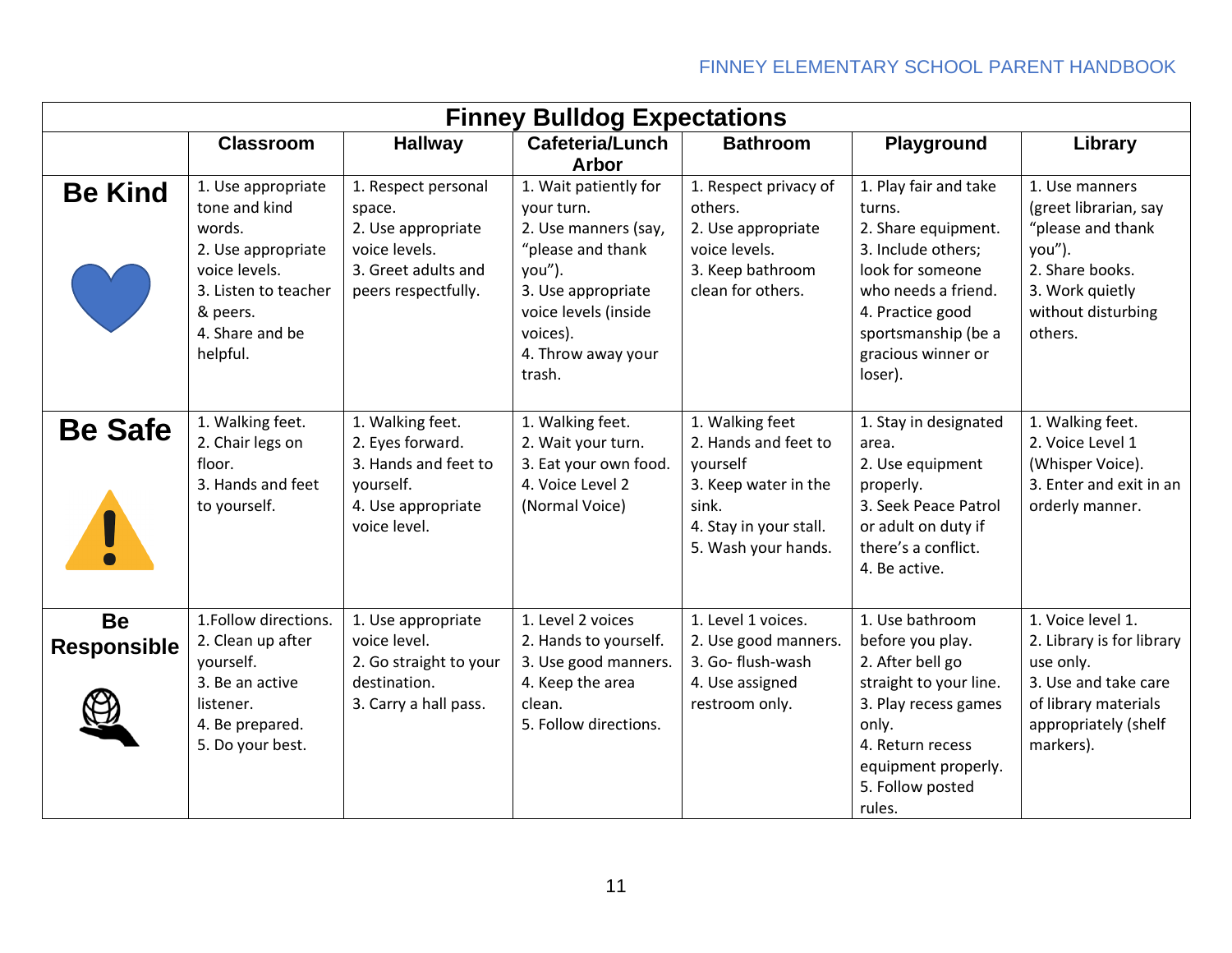## Finney Bulldog Expectations

| | Classroom | Hallway | Cafeteria/Lunch Arbor | Bathroom | Playground | Library |
|---|---|---|---|---|---|---|
| **Be Kind** | 1. Use appropriate tone and kind words.<br>2. Use appropriate voice levels.<br>3. Listen to teacher & peers.<br>4. Share and be helpful. | 1. Respect personal space.<br>2. Use appropriate voice levels.<br>3. Greet adults and peers respectfully. | 1. Wait patiently for your turn.<br>2. Use manners (say, "please and thank you").<br>3. Use appropriate voice levels (inside voices).<br>4. Throw away your trash. | 1. Respect privacy of others.<br>2. Use appropriate voice levels.<br>3. Keep bathroom clean for others. | 1. Play fair and take turns.<br>2. Share equipment.<br>3. Include others; look for someone who needs a friend.<br>4. Practice good sportsmanship (be a gracious winner or loser). | 1. Use manners (greet librarian, say "please and thank you").<br>2. Share books.<br>3. Work quietly without disturbing others. |
| **Be Safe** | 1. Walking feet.<br>2. Chair legs on floor.<br>3. Hands and feet to yourself. | 1. Walking feet.<br>2. Eyes forward.<br>3. Hands and feet to yourself.<br>4. Use appropriate voice level. | 1. Walking feet.<br>2. Wait your turn.<br>3. Eat your own food.<br>4. Voice Level 2 (Normal Voice) | 1. Walking feet<br>2. Hands and feet to yourself<br>3. Keep water in the sink.<br>4. Stay in your stall.<br>5. Wash your hands. | 1. Stay in designated area.<br>2. Use equipment properly.<br>3. Seek Peace Patrol or adult on duty if there's a conflict.<br>4. Be active. | 1. Walking feet.<br>2. Voice Level 1 (Whisper Voice).<br>3. Enter and exit in an orderly manner. |
| **Be Responsible** | 1.Follow directions.<br>2. Clean up after yourself.<br>3. Be an active listener.<br>4. Be prepared.<br>5. Do your best. | 1. Use appropriate voice level.<br>2. Go straight to your destination.<br>3. Carry a hall pass. | 1. Level 2 voices<br>2. Hands to yourself.<br>3. Use good manners.<br>4. Keep the area clean.<br>5. Follow directions. | 1. Level 1 voices.<br>2. Use good manners.<br>3. Go- flush-wash<br>4. Use assigned restroom only. | 1. Use bathroom before you play.<br>2. After bell go straight to your line.<br>3. Play recess games only.<br>4. Return recess equipment properly.<br>5. Follow posted rules. | 1. Voice level 1.<br>2. Library is for library use only.<br>3. Use and take care of library materials appropriately (shelf markers). |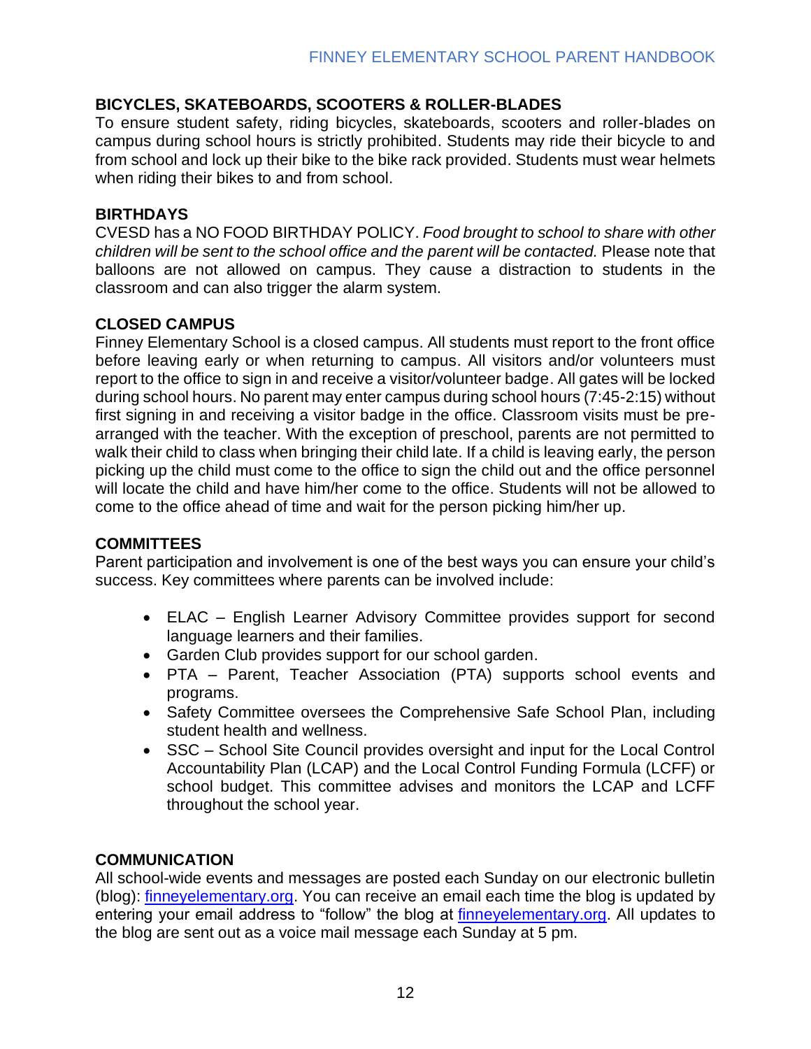## BICYCLES, SKATEBOARDS, SCOOTERS & ROLLER-BLADES

To ensure student safety, riding bicycles, skateboards, scooters and roller-blades on campus during school hours is strictly prohibited. Students may ride their bicycle to and from school and lock up their bike to the bike rack provided. Students must wear helmets when riding their bikes to and from school.

## BIRTHDAYS

CVESD has a NO FOOD BIRTHDAY POLICY. *Food brought to school to share with other children will be sent to the school office and the parent will be contacted.* Please note that balloons are not allowed on campus. They cause a distraction to students in the classroom and can also trigger the alarm system.

## CLOSED CAMPUS

Finney Elementary School is a closed campus. All students must report to the front office before leaving early or when returning to campus. All visitors and/or volunteers must report to the office to sign in and receive a visitor/volunteer badge. All gates will be locked during school hours. No parent may enter campus during school hours (7:45-2:15) without first signing in and receiving a visitor badge in the office. Classroom visits must be pre-arranged with the teacher. With the exception of preschool, parents are not permitted to walk their child to class when bringing their child late. If a child is leaving early, the person picking up the child must come to the office to sign the child out and the office personnel will locate the child and have him/her come to the office. Students will not be allowed to come to the office ahead of time and wait for the person picking him/her up.

## COMMITTEES

Parent participation and involvement is one of the best ways you can ensure your child's success. Key committees where parents can be involved include:

- ELAC – English Learner Advisory Committee provides support for second language learners and their families.
- Garden Club provides support for our school garden.
- PTA – Parent, Teacher Association (PTA) supports school events and programs.
- Safety Committee oversees the Comprehensive Safe School Plan, including student health and wellness.
- SSC – School Site Council provides oversight and input for the Local Control Accountability Plan (LCAP) and the Local Control Funding Formula (LCFF) or school budget. This committee advises and monitors the LCAP and LCFF throughout the school year.

## COMMUNICATION

All school-wide events and messages are posted each Sunday on our electronic bulletin (blog): [finneyelementary.org](finneyelementary.org). You can receive an email each time the blog is updated by entering your email address to "follow" the blog at [finneyelementary.org](finneyelementary.org). All updates to the blog are sent out as a voice mail message each Sunday at 5 pm.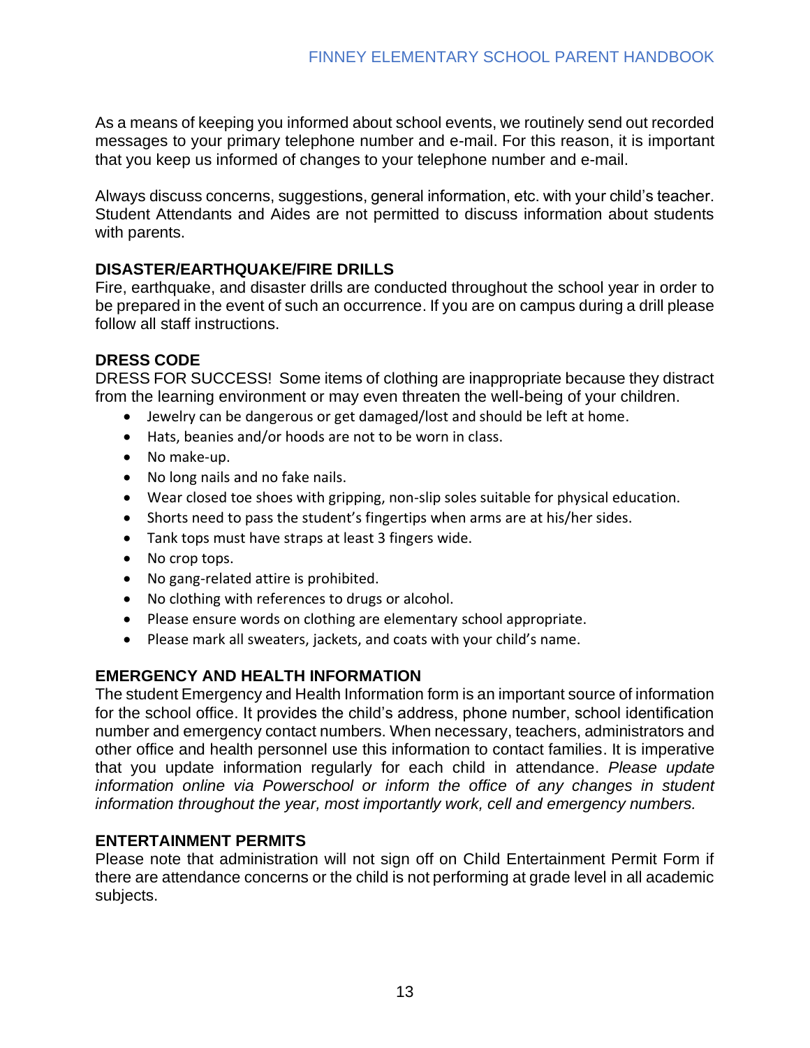As a means of keeping you informed about school events, we routinely send out recorded messages to your primary telephone number and e-mail. For this reason, it is important that you keep us informed of changes to your telephone number and e-mail.

Always discuss concerns, suggestions, general information, etc. with your child's teacher. Student Attendants and Aides are not permitted to discuss information about students with parents.

### DISASTER/EARTHQUAKE/FIRE DRILLS

Fire, earthquake, and disaster drills are conducted throughout the school year in order to be prepared in the event of such an occurrence. If you are on campus during a drill please follow all staff instructions.

### DRESS CODE

DRESS FOR SUCCESS! Some items of clothing are inappropriate because they distract from the learning environment or may even threaten the well-being of your children.

- Jewelry can be dangerous or get damaged/lost and should be left at home.
- Hats, beanies and/or hoods are not to be worn in class.
- No make-up.
- No long nails and no fake nails.
- Wear closed toe shoes with gripping, non-slip soles suitable for physical education.
- Shorts need to pass the student's fingertips when arms are at his/her sides.
- Tank tops must have straps at least 3 fingers wide.
- No crop tops.
- No gang-related attire is prohibited.
- No clothing with references to drugs or alcohol.
- Please ensure words on clothing are elementary school appropriate.
- Please mark all sweaters, jackets, and coats with your child's name.

### EMERGENCY AND HEALTH INFORMATION

The student Emergency and Health Information form is an important source of information for the school office. It provides the child's address, phone number, school identification number and emergency contact numbers. When necessary, teachers, administrators and other office and health personnel use this information to contact families. It is imperative that you update information regularly for each child in attendance. *Please update information online via Powerschool or inform the office of any changes in student information throughout the year, most importantly work, cell and emergency numbers.*

### ENTERTAINMENT PERMITS

Please note that administration will not sign off on Child Entertainment Permit Form if there are attendance concerns or the child is not performing at grade level in all academic subjects.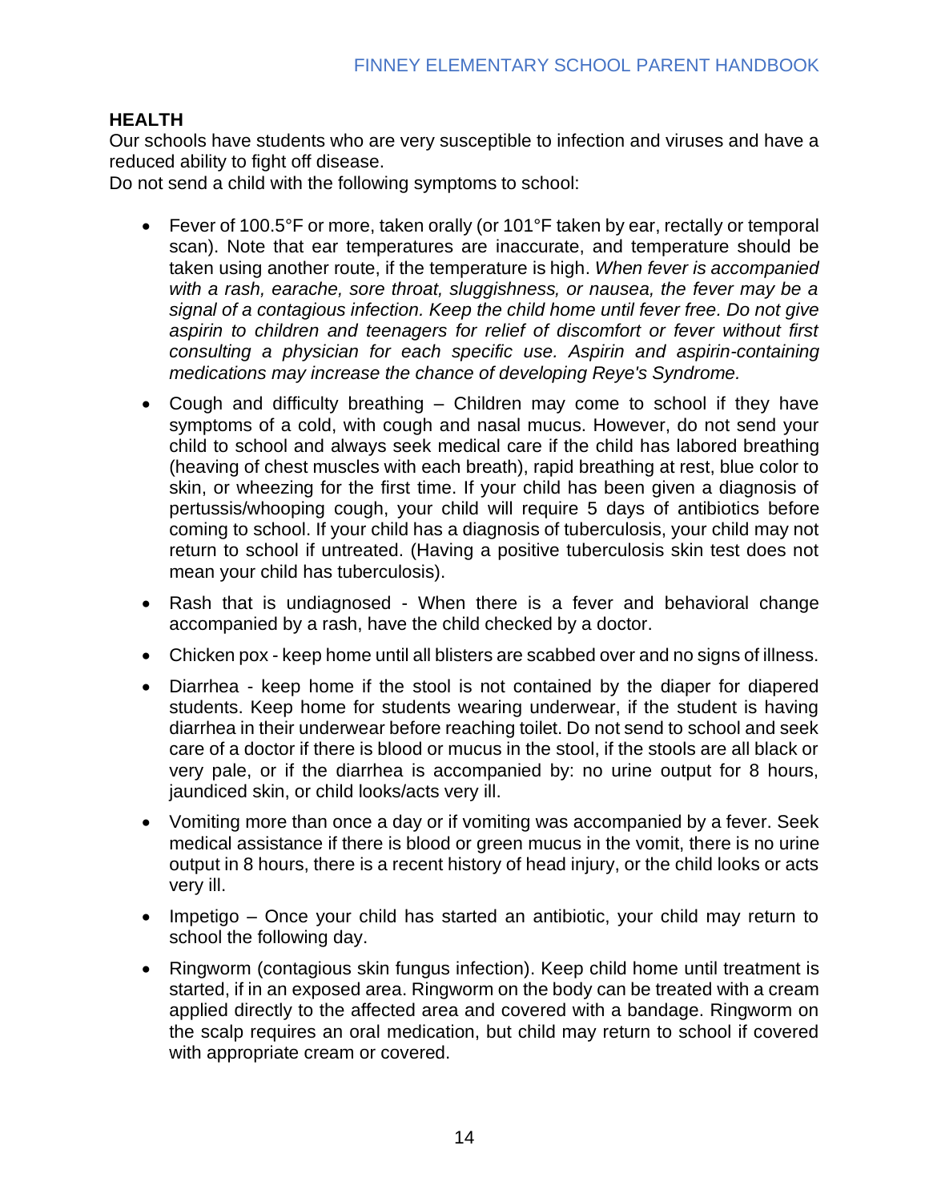## HEALTH

Our schools have students who are very susceptible to infection and viruses and have a reduced ability to fight off disease.

Do not send a child with the following symptoms to school:

- Fever of 100.5°F or more, taken orally (or 101°F taken by ear, rectally or temporal scan). Note that ear temperatures are inaccurate, and temperature should be taken using another route, if the temperature is high. *When fever is accompanied with a rash, earache, sore throat, sluggishness, or nausea, the fever may be a signal of a contagious infection. Keep the child home until fever free. Do not give aspirin to children and teenagers for relief of discomfort or fever without first consulting a physician for each specific use. Aspirin and aspirin-containing medications may increase the chance of developing Reye's Syndrome.*
- Cough and difficulty breathing – Children may come to school if they have symptoms of a cold, with cough and nasal mucus. However, do not send your child to school and always seek medical care if the child has labored breathing (heaving of chest muscles with each breath), rapid breathing at rest, blue color to skin, or wheezing for the first time. If your child has been given a diagnosis of pertussis/whooping cough, your child will require 5 days of antibiotics before coming to school. If your child has a diagnosis of tuberculosis, your child may not return to school if untreated. (Having a positive tuberculosis skin test does not mean your child has tuberculosis).
- Rash that is undiagnosed - When there is a fever and behavioral change accompanied by a rash, have the child checked by a doctor.
- Chicken pox - keep home until all blisters are scabbed over and no signs of illness.
- Diarrhea - keep home if the stool is not contained by the diaper for diapered students. Keep home for students wearing underwear, if the student is having diarrhea in their underwear before reaching toilet. Do not send to school and seek care of a doctor if there is blood or mucus in the stool, if the stools are all black or very pale, or if the diarrhea is accompanied by: no urine output for 8 hours, jaundiced skin, or child looks/acts very ill.
- Vomiting more than once a day or if vomiting was accompanied by a fever. Seek medical assistance if there is blood or green mucus in the vomit, there is no urine output in 8 hours, there is a recent history of head injury, or the child looks or acts very ill.
- Impetigo – Once your child has started an antibiotic, your child may return to school the following day.
- Ringworm (contagious skin fungus infection). Keep child home until treatment is started, if in an exposed area. Ringworm on the body can be treated with a cream applied directly to the affected area and covered with a bandage. Ringworm on the scalp requires an oral medication, but child may return to school if covered with appropriate cream or covered.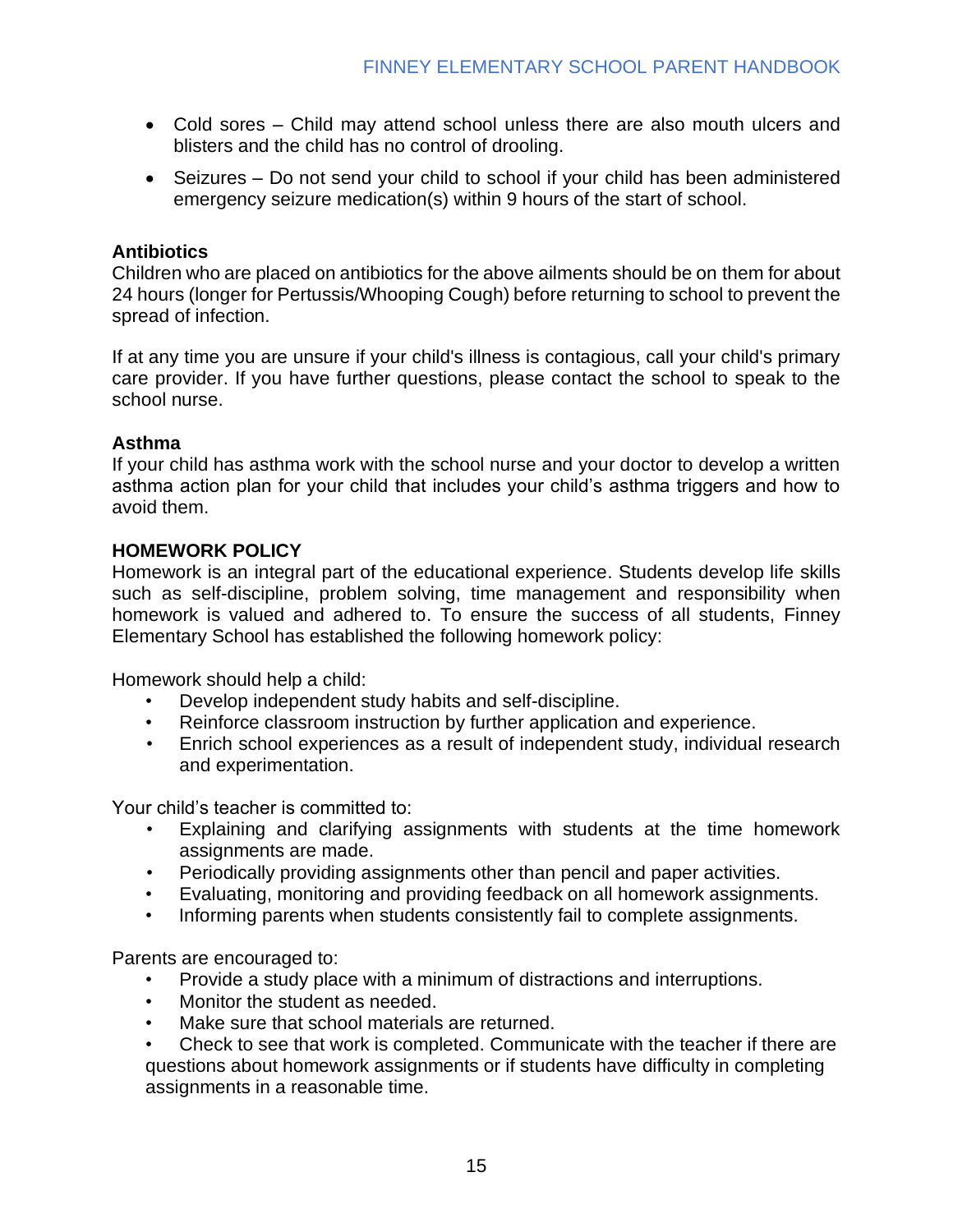- Cold sores – Child may attend school unless there are also mouth ulcers and blisters and the child has no control of drooling.
- Seizures – Do not send your child to school if your child has been administered emergency seizure medication(s) within 9 hours of the start of school.

**Antibiotics**
Children who are placed on antibiotics for the above ailments should be on them for about 24 hours (longer for Pertussis/Whooping Cough) before returning to school to prevent the spread of infection.

If at any time you are unsure if your child's illness is contagious, call your child's primary care provider. If you have further questions, please contact the school to speak to the school nurse.

**Asthma**
If your child has asthma work with the school nurse and your doctor to develop a written asthma action plan for your child that includes your child's asthma triggers and how to avoid them.

**HOMEWORK POLICY**
Homework is an integral part of the educational experience. Students develop life skills such as self-discipline, problem solving, time management and responsibility when homework is valued and adhered to. To ensure the success of all students, Finney Elementary School has established the following homework policy:

Homework should help a child:

- Develop independent study habits and self-discipline.
- Reinforce classroom instruction by further application and experience.
- Enrich school experiences as a result of independent study, individual research and experimentation.

Your child's teacher is committed to:

- Explaining and clarifying assignments with students at the time homework assignments are made.
- Periodically providing assignments other than pencil and paper activities.
- Evaluating, monitoring and providing feedback on all homework assignments.
- Informing parents when students consistently fail to complete assignments.

Parents are encouraged to:

- Provide a study place with a minimum of distractions and interruptions.
- Monitor the student as needed.
- Make sure that school materials are returned.
- Check to see that work is completed. Communicate with the teacher if there are questions about homework assignments or if students have difficulty in completing assignments in a reasonable time.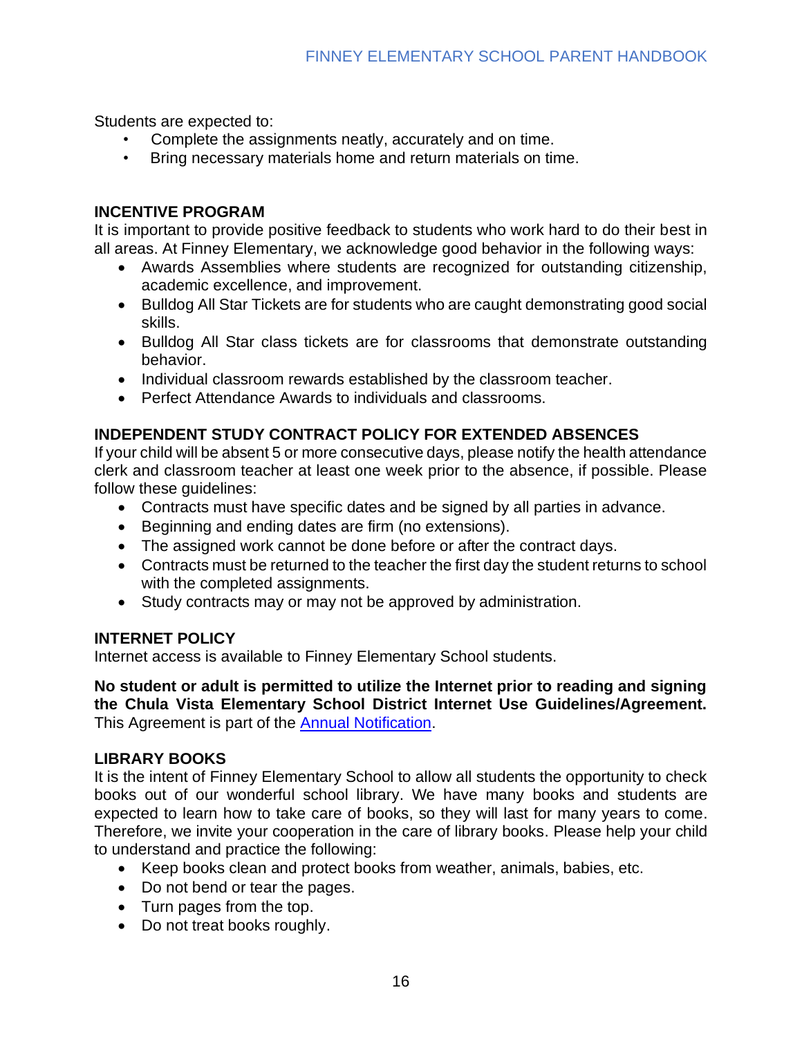Students are expected to:

- Complete the assignments neatly, accurately and on time.
- Bring necessary materials home and return materials on time.

## INCENTIVE PROGRAM

It is important to provide positive feedback to students who work hard to do their best in all areas. At Finney Elementary, we acknowledge good behavior in the following ways:

- Awards Assemblies where students are recognized for outstanding citizenship, academic excellence, and improvement.
- Bulldog All Star Tickets are for students who are caught demonstrating good social skills.
- Bulldog All Star class tickets are for classrooms that demonstrate outstanding behavior.
- Individual classroom rewards established by the classroom teacher.
- Perfect Attendance Awards to individuals and classrooms.

## INDEPENDENT STUDY CONTRACT POLICY FOR EXTENDED ABSENCES

If your child will be absent 5 or more consecutive days, please notify the health attendance clerk and classroom teacher at least one week prior to the absence, if possible. Please follow these guidelines:

- Contracts must have specific dates and be signed by all parties in advance.
- Beginning and ending dates are firm (no extensions).
- The assigned work cannot be done before or after the contract days.
- Contracts must be returned to the teacher the first day the student returns to school with the completed assignments.
- Study contracts may or may not be approved by administration.

## INTERNET POLICY

Internet access is available to Finney Elementary School students.

**No student or adult is permitted to utilize the Internet prior to reading and signing the Chula Vista Elementary School District Internet Use Guidelines/Agreement.** This Agreement is part of the Annual Notification.

## LIBRARY BOOKS

It is the intent of Finney Elementary School to allow all students the opportunity to check books out of our wonderful school library. We have many books and students are expected to learn how to take care of books, so they will last for many years to come. Therefore, we invite your cooperation in the care of library books. Please help your child to understand and practice the following:

- Keep books clean and protect books from weather, animals, babies, etc.
- Do not bend or tear the pages.
- Turn pages from the top.
- Do not treat books roughly.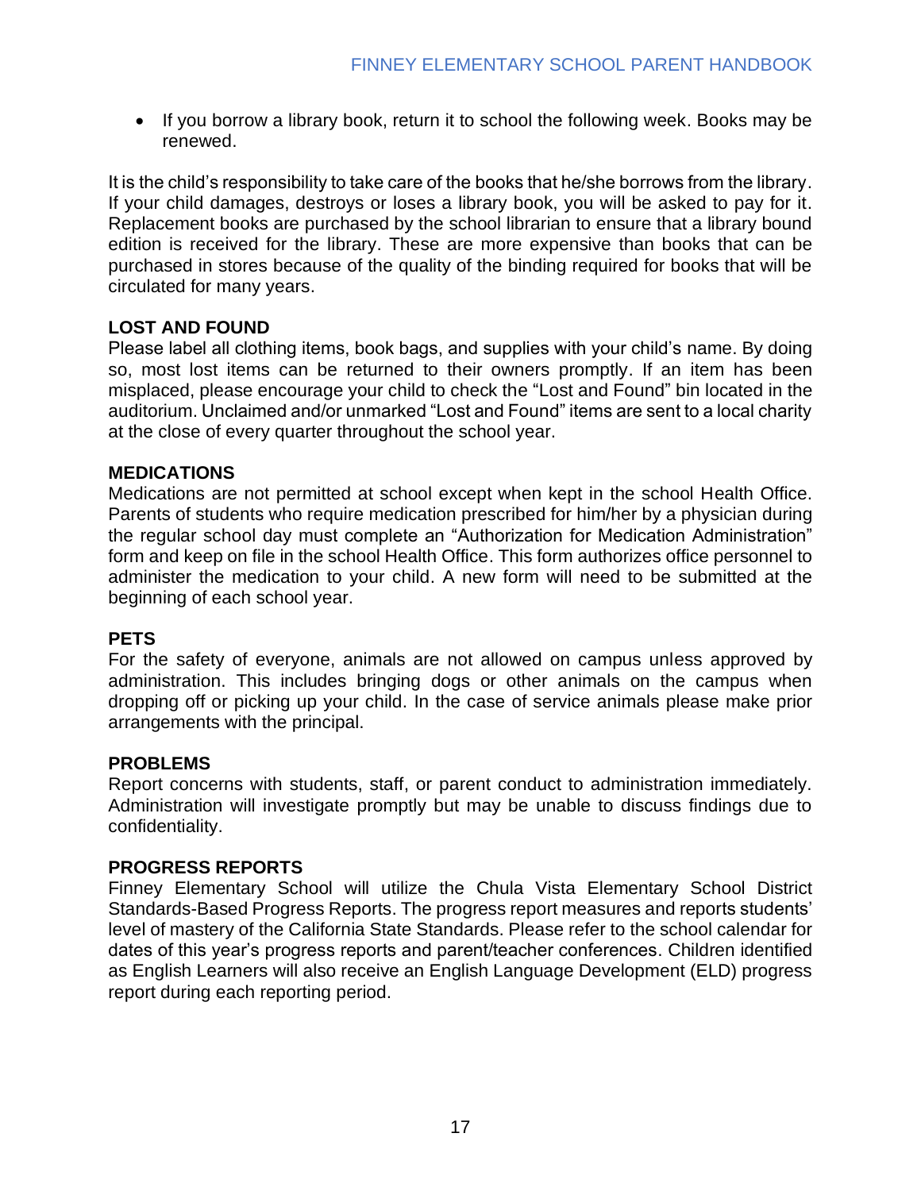- If you borrow a library book, return it to school the following week. Books may be renewed.

It is the child's responsibility to take care of the books that he/she borrows from the library. If your child damages, destroys or loses a library book, you will be asked to pay for it. Replacement books are purchased by the school librarian to ensure that a library bound edition is received for the library. These are more expensive than books that can be purchased in stores because of the quality of the binding required for books that will be circulated for many years.

**LOST AND FOUND**

Please label all clothing items, book bags, and supplies with your child's name. By doing so, most lost items can be returned to their owners promptly. If an item has been misplaced, please encourage your child to check the "Lost and Found" bin located in the auditorium. Unclaimed and/or unmarked "Lost and Found" items are sent to a local charity at the close of every quarter throughout the school year.

**MEDICATIONS**

Medications are not permitted at school except when kept in the school Health Office. Parents of students who require medication prescribed for him/her by a physician during the regular school day must complete an "Authorization for Medication Administration" form and keep on file in the school Health Office. This form authorizes office personnel to administer the medication to your child. A new form will need to be submitted at the beginning of each school year.

**PETS**

For the safety of everyone, animals are not allowed on campus unless approved by administration. This includes bringing dogs or other animals on the campus when dropping off or picking up your child. In the case of service animals please make prior arrangements with the principal.

**PROBLEMS**

Report concerns with students, staff, or parent conduct to administration immediately. Administration will investigate promptly but may be unable to discuss findings due to confidentiality.

**PROGRESS REPORTS**

Finney Elementary School will utilize the Chula Vista Elementary School District Standards-Based Progress Reports. The progress report measures and reports students' level of mastery of the California State Standards. Please refer to the school calendar for dates of this year's progress reports and parent/teacher conferences. Children identified as English Learners will also receive an English Language Development (ELD) progress report during each reporting period.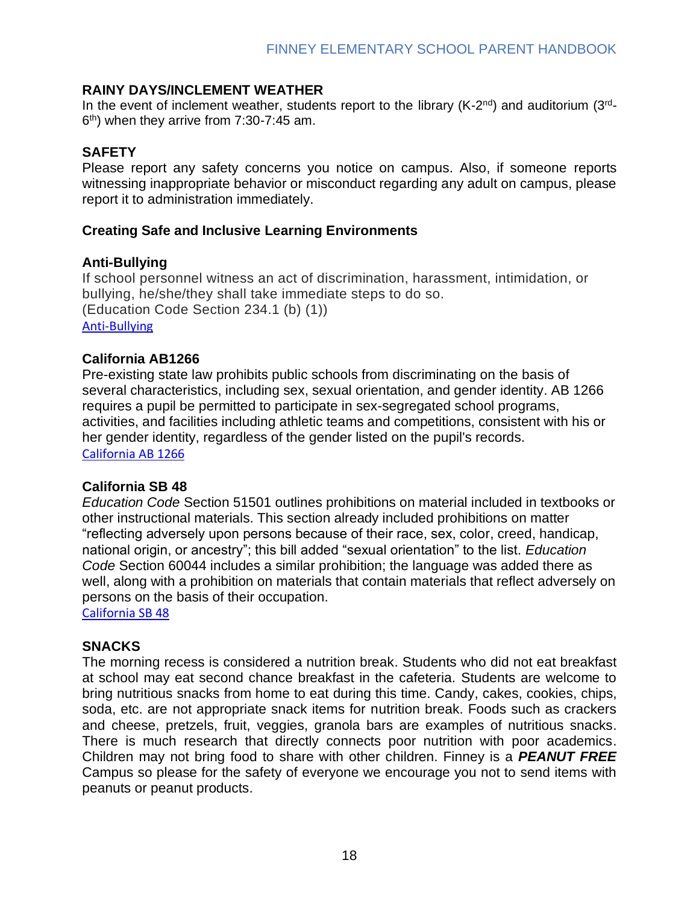## RAINY DAYS/INCLEMENT WEATHER

In the event of inclement weather, students report to the library (K-2nd) and auditorium (3rd-6th) when they arrive from 7:30-7:45 am.

## SAFETY

Please report any safety concerns you notice on campus. Also, if someone reports witnessing inappropriate behavior or misconduct regarding any adult on campus, please report it to administration immediately.

### Creating Safe and Inclusive Learning Environments

#### Anti-Bullying

If school personnel witness an act of discrimination, harassment, intimidation, or bullying, he/she/they shall take immediate steps to do so.
(Education Code Section 234.1 (b) (1))
Anti-Bullying

#### California AB1266

Pre-existing state law prohibits public schools from discriminating on the basis of several characteristics, including sex, sexual orientation, and gender identity. AB 1266 requires a pupil be permitted to participate in sex-segregated school programs, activities, and facilities including athletic teams and competitions, consistent with his or her gender identity, regardless of the gender listed on the pupil's records.
California AB 1266

#### California SB 48

*Education Code* Section 51501 outlines prohibitions on material included in textbooks or other instructional materials. This section already included prohibitions on matter "reflecting adversely upon persons because of their race, sex, color, creed, handicap, national origin, or ancestry"; this bill added "sexual orientation" to the list. *Education Code* Section 60044 includes a similar prohibition; the language was added there as well, along with a prohibition on materials that contain materials that reflect adversely on persons on the basis of their occupation.
California SB 48

## SNACKS

The morning recess is considered a nutrition break. Students who did not eat breakfast at school may eat second chance breakfast in the cafeteria. Students are welcome to bring nutritious snacks from home to eat during this time. Candy, cakes, cookies, chips, soda, etc. are not appropriate snack items for nutrition break. Foods such as crackers and cheese, pretzels, fruit, veggies, granola bars are examples of nutritious snacks. There is much research that directly connects poor nutrition with poor academics. Children may not bring food to share with other children. Finney is a ***PEANUT FREE*** Campus so please for the safety of everyone we encourage you not to send items with peanuts or peanut products.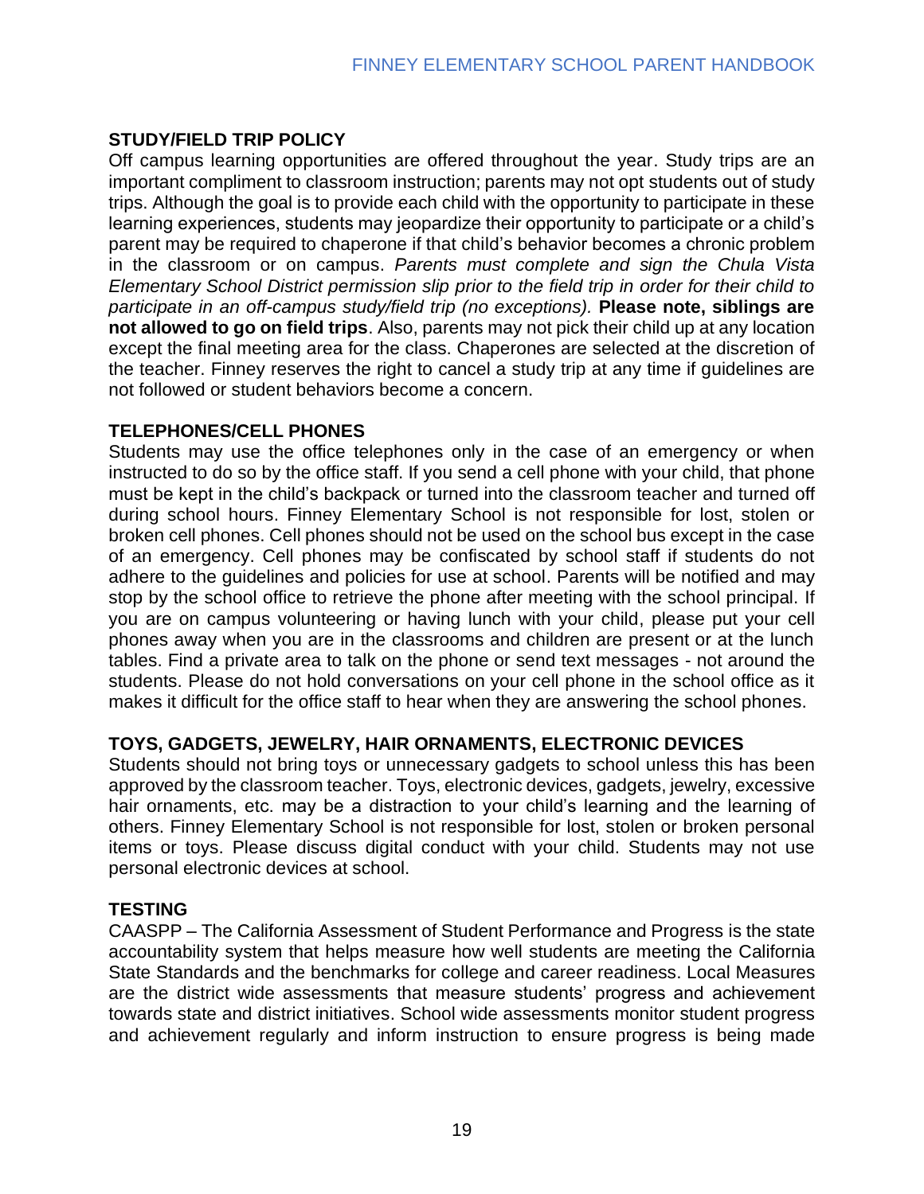## STUDY/FIELD TRIP POLICY

Off campus learning opportunities are offered throughout the year. Study trips are an important compliment to classroom instruction; parents may not opt students out of study trips. Although the goal is to provide each child with the opportunity to participate in these learning experiences, students may jeopardize their opportunity to participate or a child's parent may be required to chaperone if that child's behavior becomes a chronic problem in the classroom or on campus. *Parents must complete and sign the Chula Vista Elementary School District permission slip prior to the field trip in order for their child to participate in an off-campus study/field trip (no exceptions).* **Please note, siblings are not allowed to go on field trips**. Also, parents may not pick their child up at any location except the final meeting area for the class. Chaperones are selected at the discretion of the teacher. Finney reserves the right to cancel a study trip at any time if guidelines are not followed or student behaviors become a concern.

## TELEPHONES/CELL PHONES

Students may use the office telephones only in the case of an emergency or when instructed to do so by the office staff. If you send a cell phone with your child, that phone must be kept in the child's backpack or turned into the classroom teacher and turned off during school hours. Finney Elementary School is not responsible for lost, stolen or broken cell phones. Cell phones should not be used on the school bus except in the case of an emergency. Cell phones may be confiscated by school staff if students do not adhere to the guidelines and policies for use at school. Parents will be notified and may stop by the school office to retrieve the phone after meeting with the school principal. If you are on campus volunteering or having lunch with your child, please put your cell phones away when you are in the classrooms and children are present or at the lunch tables. Find a private area to talk on the phone or send text messages - not around the students. Please do not hold conversations on your cell phone in the school office as it makes it difficult for the office staff to hear when they are answering the school phones.

## TOYS, GADGETS, JEWELRY, HAIR ORNAMENTS, ELECTRONIC DEVICES

Students should not bring toys or unnecessary gadgets to school unless this has been approved by the classroom teacher. Toys, electronic devices, gadgets, jewelry, excessive hair ornaments, etc. may be a distraction to your child's learning and the learning of others. Finney Elementary School is not responsible for lost, stolen or broken personal items or toys. Please discuss digital conduct with your child. Students may not use personal electronic devices at school.

## TESTING

CAASPP – The California Assessment of Student Performance and Progress is the state accountability system that helps measure how well students are meeting the California State Standards and the benchmarks for college and career readiness. Local Measures are the district wide assessments that measure students' progress and achievement towards state and district initiatives. School wide assessments monitor student progress and achievement regularly and inform instruction to ensure progress is being made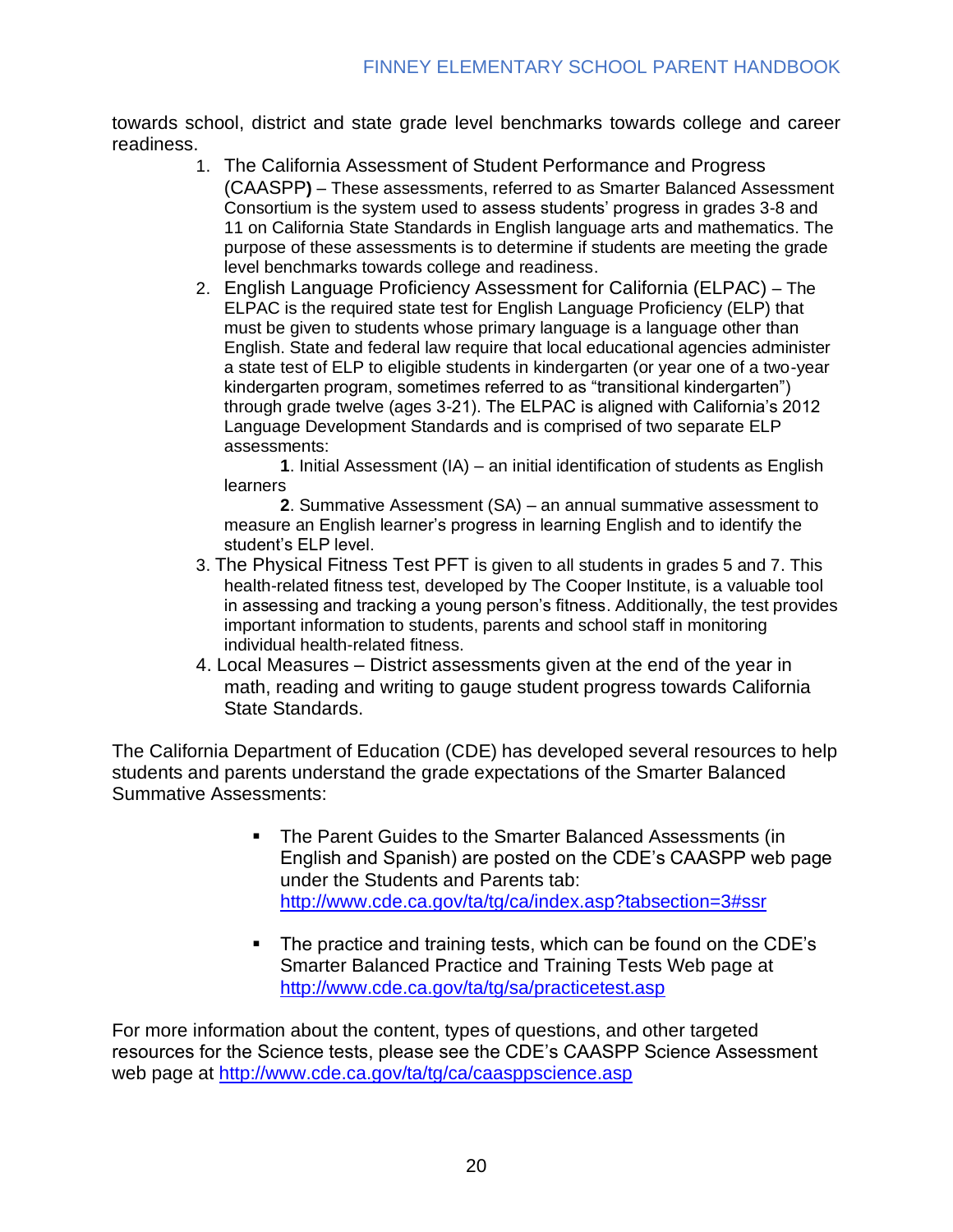towards school, district and state grade level benchmarks towards college and career readiness.

1. The California Assessment of Student Performance and Progress (CAASPP**)** – These assessments, referred to as Smarter Balanced Assessment Consortium is the system used to assess students' progress in grades 3-8 and 11 on California State Standards in English language arts and mathematics. The purpose of these assessments is to determine if students are meeting the grade level benchmarks towards college and readiness.
2. English Language Proficiency Assessment for California (ELPAC) – The ELPAC is the required state test for English Language Proficiency (ELP) that must be given to students whose primary language is a language other than English. State and federal law require that local educational agencies administer a state test of ELP to eligible students in kindergarten (or year one of a two-year kindergarten program, sometimes referred to as "transitional kindergarten") through grade twelve (ages 3-21). The ELPAC is aligned with California's 2012 Language Development Standards and is comprised of two separate ELP assessments:

   **1**. Initial Assessment (IA) – an initial identification of students as English learners

   **2**. Summative Assessment (SA) – an annual summative assessment to measure an English learner's progress in learning English and to identify the student's ELP level.
3. The Physical Fitness Test PFT is given to all students in grades 5 and 7. This health-related fitness test, developed by The Cooper Institute, is a valuable tool in assessing and tracking a young person's fitness. Additionally, the test provides important information to students, parents and school staff in monitoring individual health-related fitness.
4. Local Measures – District assessments given at the end of the year in math, reading and writing to gauge student progress towards California State Standards.

The California Department of Education (CDE) has developed several resources to help students and parents understand the grade expectations of the Smarter Balanced Summative Assessments:

- The Parent Guides to the Smarter Balanced Assessments (in English and Spanish) are posted on the CDE's CAASPP web page under the Students and Parents tab: http://www.cde.ca.gov/ta/tg/ca/index.asp?tabsection=3#ssr

- The practice and training tests, which can be found on the CDE's Smarter Balanced Practice and Training Tests Web page at http://www.cde.ca.gov/ta/tg/sa/practicetest.asp

For more information about the content, types of questions, and other targeted resources for the Science tests, please see the CDE's CAASPP Science Assessment web page at http://www.cde.ca.gov/ta/tg/ca/caasppscience.asp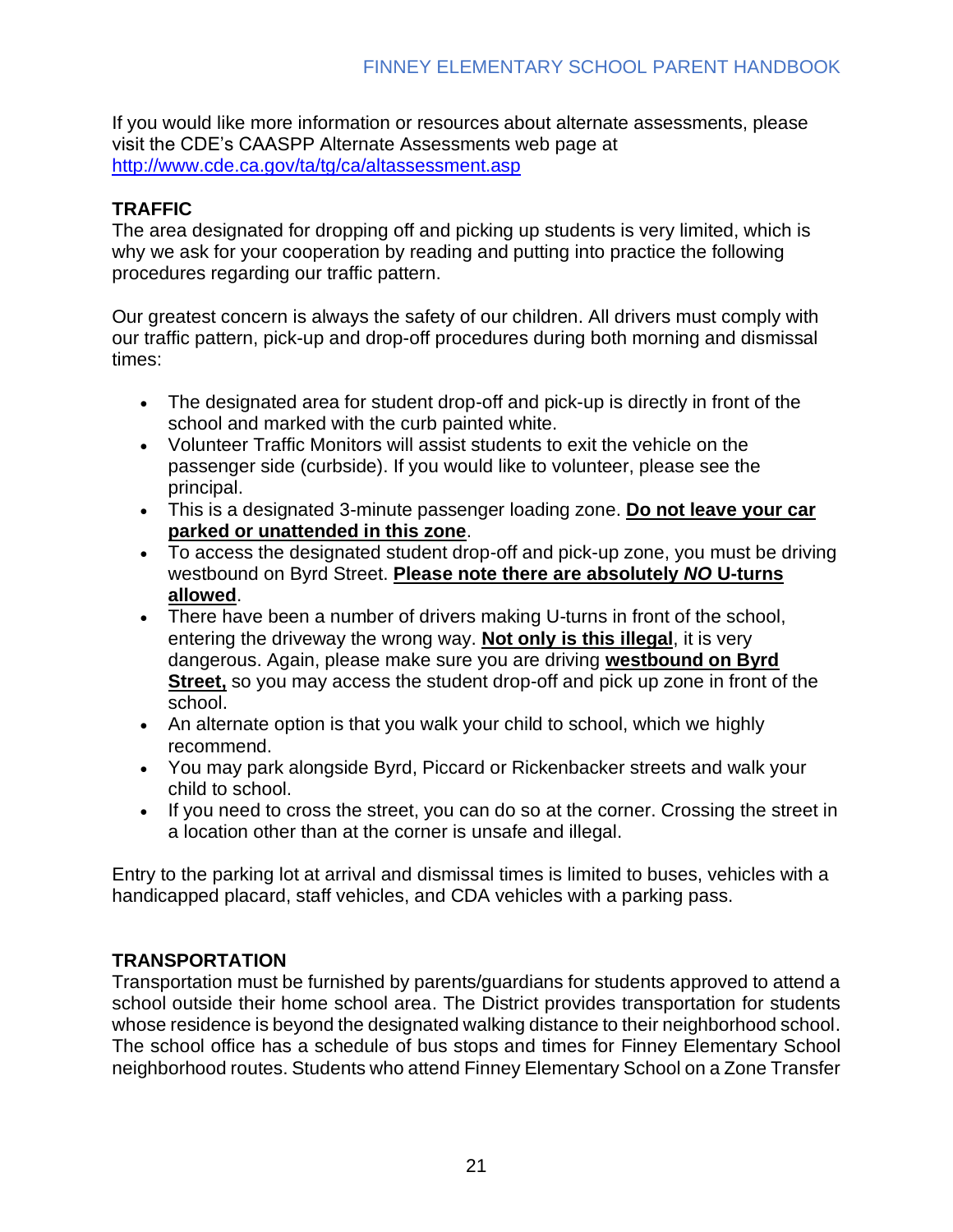If you would like more information or resources about alternate assessments, please visit the CDE's CAASPP Alternate Assessments web page at http://www.cde.ca.gov/ta/tg/ca/altassessment.asp

## TRAFFIC

The area designated for dropping off and picking up students is very limited, which is why we ask for your cooperation by reading and putting into practice the following procedures regarding our traffic pattern.

Our greatest concern is always the safety of our children. All drivers must comply with our traffic pattern, pick-up and drop-off procedures during both morning and dismissal times:

- The designated area for student drop-off and pick-up is directly in front of the school and marked with the curb painted white.
- Volunteer Traffic Monitors will assist students to exit the vehicle on the passenger side (curbside). If you would like to volunteer, please see the principal.
- This is a designated 3-minute passenger loading zone. **Do not leave your car parked or unattended in this zone**.
- To access the designated student drop-off and pick-up zone, you must be driving westbound on Byrd Street. **Please note there are absolutely *NO* U-turns allowed**.
- There have been a number of drivers making U-turns in front of the school, entering the driveway the wrong way. **Not only is this illegal**, it is very dangerous. Again, please make sure you are driving **westbound on Byrd Street,** so you may access the student drop-off and pick up zone in front of the school.
- An alternate option is that you walk your child to school, which we highly recommend.
- You may park alongside Byrd, Piccard or Rickenbacker streets and walk your child to school.
- If you need to cross the street, you can do so at the corner. Crossing the street in a location other than at the corner is unsafe and illegal.

Entry to the parking lot at arrival and dismissal times is limited to buses, vehicles with a handicapped placard, staff vehicles, and CDA vehicles with a parking pass.

## TRANSPORTATION

Transportation must be furnished by parents/guardians for students approved to attend a school outside their home school area. The District provides transportation for students whose residence is beyond the designated walking distance to their neighborhood school. The school office has a schedule of bus stops and times for Finney Elementary School neighborhood routes. Students who attend Finney Elementary School on a Zone Transfer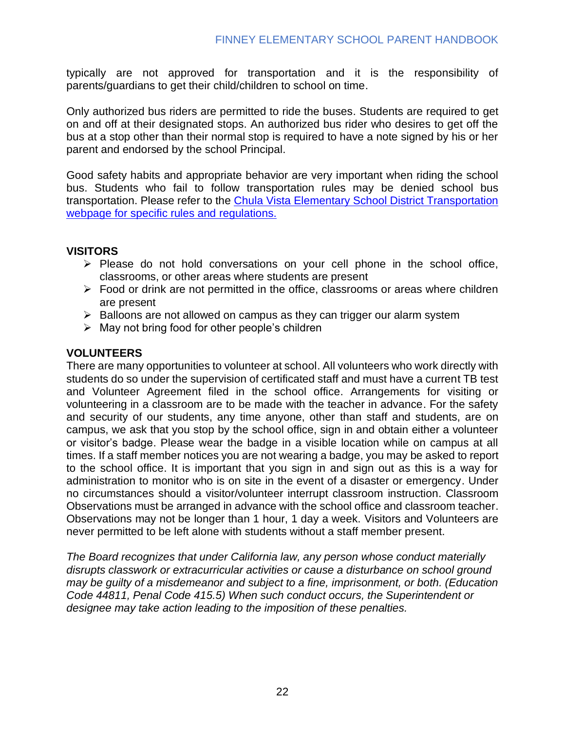typically are not approved for transportation and it is the responsibility of parents/guardians to get their child/children to school on time.

Only authorized bus riders are permitted to ride the buses. Students are required to get on and off at their designated stops. An authorized bus rider who desires to get off the bus at a stop other than their normal stop is required to have a note signed by his or her parent and endorsed by the school Principal.

Good safety habits and appropriate behavior are very important when riding the school bus. Students who fail to follow transportation rules may be denied school bus transportation. Please refer to the [Chula Vista Elementary School District Transportation webpage for specific rules and regulations.]

**VISITORS**

- Please do not hold conversations on your cell phone in the school office, classrooms, or other areas where students are present
- Food or drink are not permitted in the office, classrooms or areas where children are present
- Balloons are not allowed on campus as they can trigger our alarm system
- May not bring food for other people's children

**VOLUNTEERS**

There are many opportunities to volunteer at school. All volunteers who work directly with students do so under the supervision of certificated staff and must have a current TB test and Volunteer Agreement filed in the school office. Arrangements for visiting or volunteering in a classroom are to be made with the teacher in advance. For the safety and security of our students, any time anyone, other than staff and students, are on campus, we ask that you stop by the school office, sign in and obtain either a volunteer or visitor's badge. Please wear the badge in a visible location while on campus at all times. If a staff member notices you are not wearing a badge, you may be asked to report to the school office. It is important that you sign in and sign out as this is a way for administration to monitor who is on site in the event of a disaster or emergency. Under no circumstances should a visitor/volunteer interrupt classroom instruction. Classroom Observations must be arranged in advance with the school office and classroom teacher. Observations may not be longer than 1 hour, 1 day a week. Visitors and Volunteers are never permitted to be left alone with students without a staff member present.

*The Board recognizes that under California law, any person whose conduct materially disrupts classwork or extracurricular activities or cause a disturbance on school ground may be guilty of a misdemeanor and subject to a fine, imprisonment, or both. (Education Code 44811, Penal Code 415.5) When such conduct occurs, the Superintendent or designee may take action leading to the imposition of these penalties.*